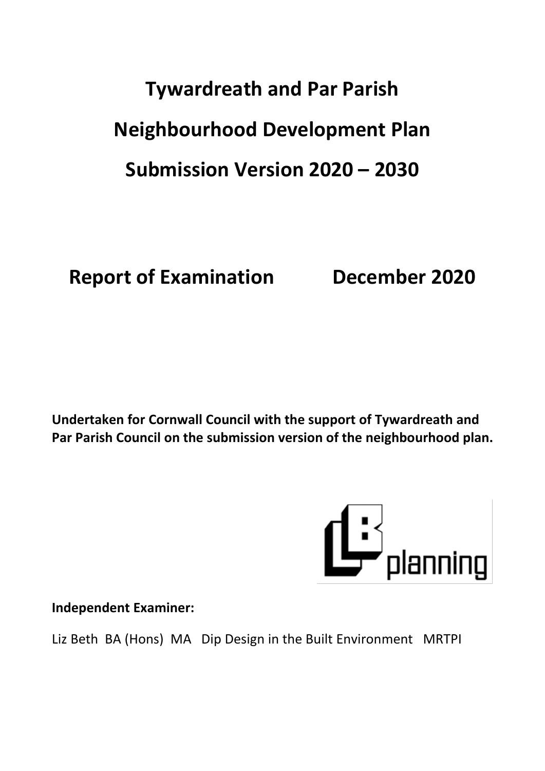# Tywardreath and Par Parish

# Neighbourhood Development Plan

# Submission Version 2020 – 2030

## Report of Examination December 2020

**Undertaken for Cornwall Council with the support of Tywardreath and Par Parish Council on the submission version of the neighbourhood plan.**

**Independent Examiner:**

Liz Beth BA (Hons) MA Dip Design in the Built Environment MRTPI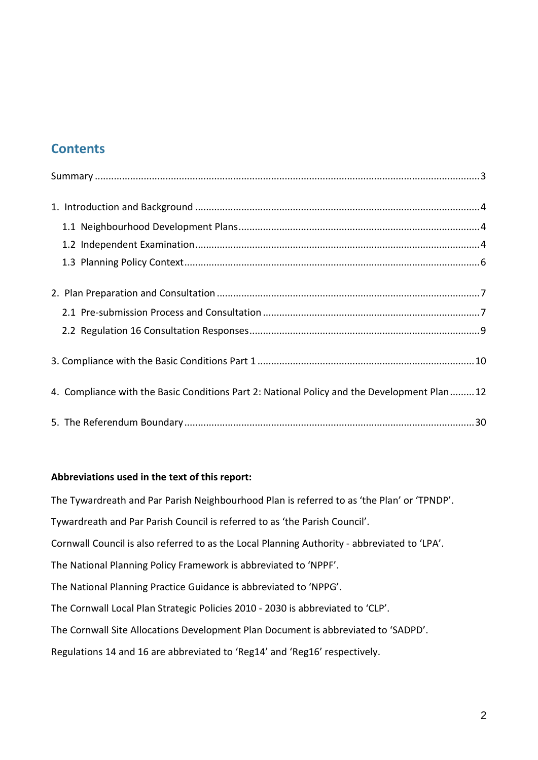## Contents

Summary ........................................................................................................................................ 3

1. Introduction and Background ..................................................................................................... 4
   - 1.1 Neighbourhood Development Plans ...................................................................................... 4
   - 1.2 Independent Examination ...................................................................................................... 4
   - 1.3 Planning Policy Context ......................................................................................................... 6

2. Plan Preparation and Consultation ............................................................................................. 7
   - 2.1 Pre-submission Process and Consultation ............................................................................. 7
   - 2.2 Regulation 16 Consultation Responses .................................................................................. 9

3. Compliance with the Basic Conditions Part 1 ............................................................................ 10

4. Compliance with the Basic Conditions Part 2: National Policy and the Development Plan......... 12

5. The Referendum Boundary ....................................................................................................... 30

**Abbreviations used in the text of this report:**

The Tywardreath and Par Parish Neighbourhood Plan is referred to as 'the Plan' or 'TPNDP'.

Tywardreath and Par Parish Council is referred to as 'the Parish Council'.

Cornwall Council is also referred to as the Local Planning Authority - abbreviated to 'LPA'.

The National Planning Policy Framework is abbreviated to 'NPPF'.

The National Planning Practice Guidance is abbreviated to 'NPPG'.

The Cornwall Local Plan Strategic Policies 2010 - 2030 is abbreviated to 'CLP'.

The Cornwall Site Allocations Development Plan Document is abbreviated to 'SADPD'.

Regulations 14 and 16 are abbreviated to 'Reg14' and 'Reg16' respectively.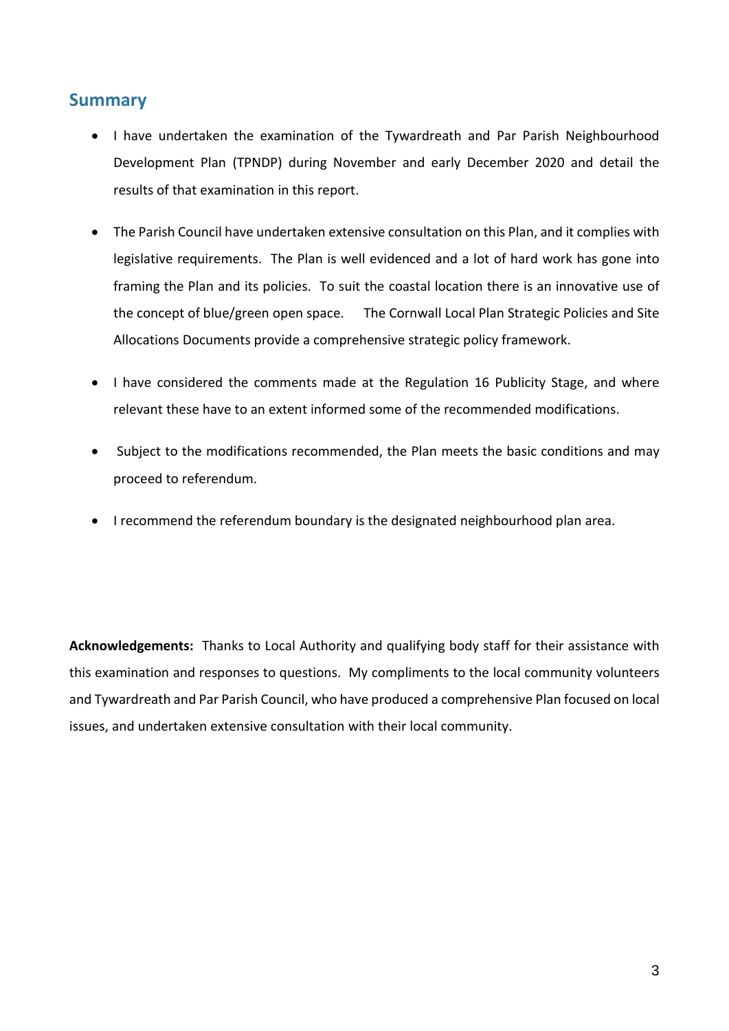## Summary

- I have undertaken the examination of the Tywardreath and Par Parish Neighbourhood Development Plan (TPNDP) during November and early December 2020 and detail the results of that examination in this report.
- The Parish Council have undertaken extensive consultation on this Plan, and it complies with legislative requirements. The Plan is well evidenced and a lot of hard work has gone into framing the Plan and its policies. To suit the coastal location there is an innovative use of the concept of blue/green open space. The Cornwall Local Plan Strategic Policies and Site Allocations Documents provide a comprehensive strategic policy framework.
- I have considered the comments made at the Regulation 16 Publicity Stage, and where relevant these have to an extent informed some of the recommended modifications.
- Subject to the modifications recommended, the Plan meets the basic conditions and may proceed to referendum.
- I recommend the referendum boundary is the designated neighbourhood plan area.

**Acknowledgements:** Thanks to Local Authority and qualifying body staff for their assistance with this examination and responses to questions. My compliments to the local community volunteers and Tywardreath and Par Parish Council, who have produced a comprehensive Plan focused on local issues, and undertaken extensive consultation with their local community.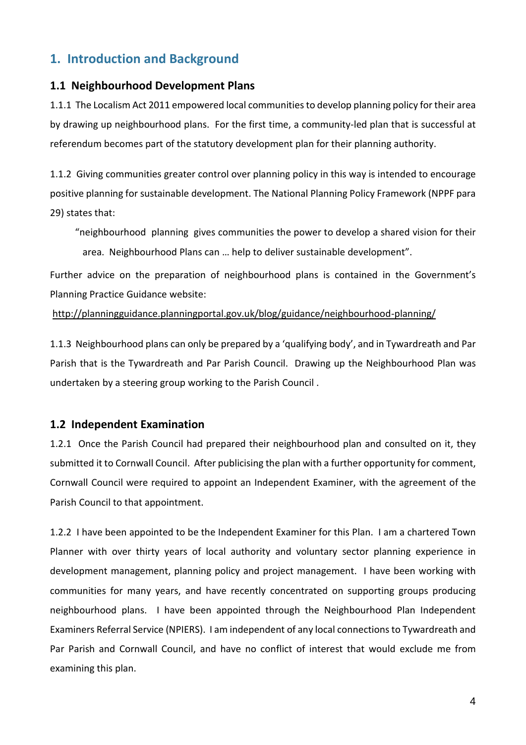# 1. Introduction and Background

## 1.1 Neighbourhood Development Plans

1.1.1 The Localism Act 2011 empowered local communities to develop planning policy for their area by drawing up neighbourhood plans. For the first time, a community-led plan that is successful at referendum becomes part of the statutory development plan for their planning authority.

1.1.2 Giving communities greater control over planning policy in this way is intended to encourage positive planning for sustainable development. The National Planning Policy Framework (NPPF para 29) states that:

> "neighbourhood planning gives communities the power to develop a shared vision for their area. Neighbourhood Plans can … help to deliver sustainable development".

Further advice on the preparation of neighbourhood plans is contained in the Government's Planning Practice Guidance website:

http://planningguidance.planningportal.gov.uk/blog/guidance/neighbourhood-planning/

1.1.3 Neighbourhood plans can only be prepared by a 'qualifying body', and in Tywardreath and Par Parish that is the Tywardreath and Par Parish Council. Drawing up the Neighbourhood Plan was undertaken by a steering group working to the Parish Council .

## 1.2 Independent Examination

1.2.1 Once the Parish Council had prepared their neighbourhood plan and consulted on it, they submitted it to Cornwall Council. After publicising the plan with a further opportunity for comment, Cornwall Council were required to appoint an Independent Examiner, with the agreement of the Parish Council to that appointment.

1.2.2 I have been appointed to be the Independent Examiner for this Plan. I am a chartered Town Planner with over thirty years of local authority and voluntary sector planning experience in development management, planning policy and project management. I have been working with communities for many years, and have recently concentrated on supporting groups producing neighbourhood plans. I have been appointed through the Neighbourhood Plan Independent Examiners Referral Service (NPIERS). I am independent of any local connections to Tywardreath and Par Parish and Cornwall Council, and have no conflict of interest that would exclude me from examining this plan.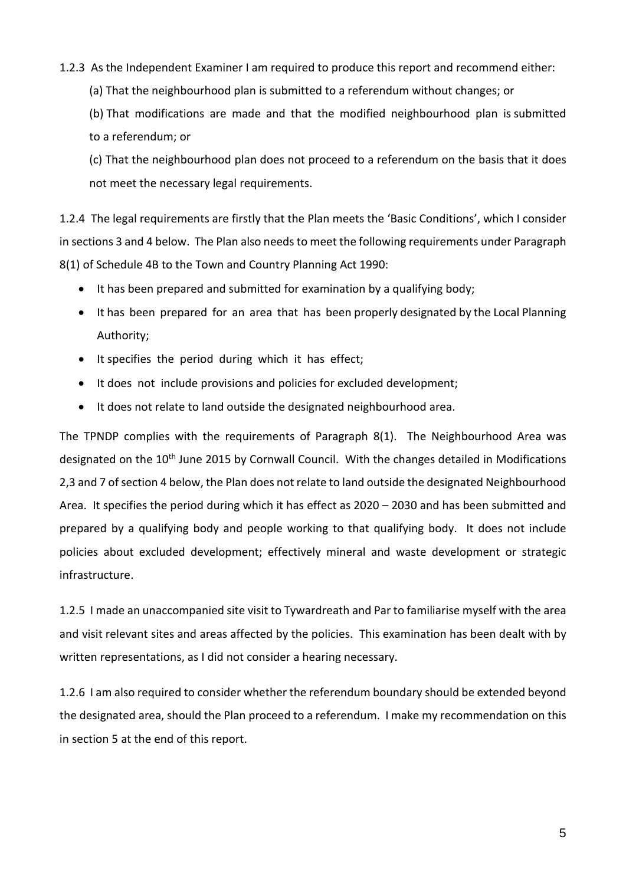1.2.3 As the Independent Examiner I am required to produce this report and recommend either:

(a) That the neighbourhood plan is submitted to a referendum without changes; or

(b) That modifications are made and that the modified neighbourhood plan is submitted to a referendum; or

(c) That the neighbourhood plan does not proceed to a referendum on the basis that it does not meet the necessary legal requirements.

1.2.4 The legal requirements are firstly that the Plan meets the 'Basic Conditions', which I consider in sections 3 and 4 below. The Plan also needs to meet the following requirements under Paragraph 8(1) of Schedule 4B to the Town and Country Planning Act 1990:

- It has been prepared and submitted for examination by a qualifying body;
- It has been prepared for an area that has been properly designated by the Local Planning Authority;
- It specifies the period during which it has effect;
- It does not include provisions and policies for excluded development;
- It does not relate to land outside the designated neighbourhood area.

The TPNDP complies with the requirements of Paragraph 8(1). The Neighbourhood Area was designated on the 10th June 2015 by Cornwall Council. With the changes detailed in Modifications 2,3 and 7 of section 4 below, the Plan does not relate to land outside the designated Neighbourhood Area. It specifies the period during which it has effect as 2020 – 2030 and has been submitted and prepared by a qualifying body and people working to that qualifying body. It does not include policies about excluded development; effectively mineral and waste development or strategic infrastructure.

1.2.5 I made an unaccompanied site visit to Tywardreath and Par to familiarise myself with the area and visit relevant sites and areas affected by the policies. This examination has been dealt with by written representations, as I did not consider a hearing necessary.

1.2.6 I am also required to consider whether the referendum boundary should be extended beyond the designated area, should the Plan proceed to a referendum. I make my recommendation on this in section 5 at the end of this report.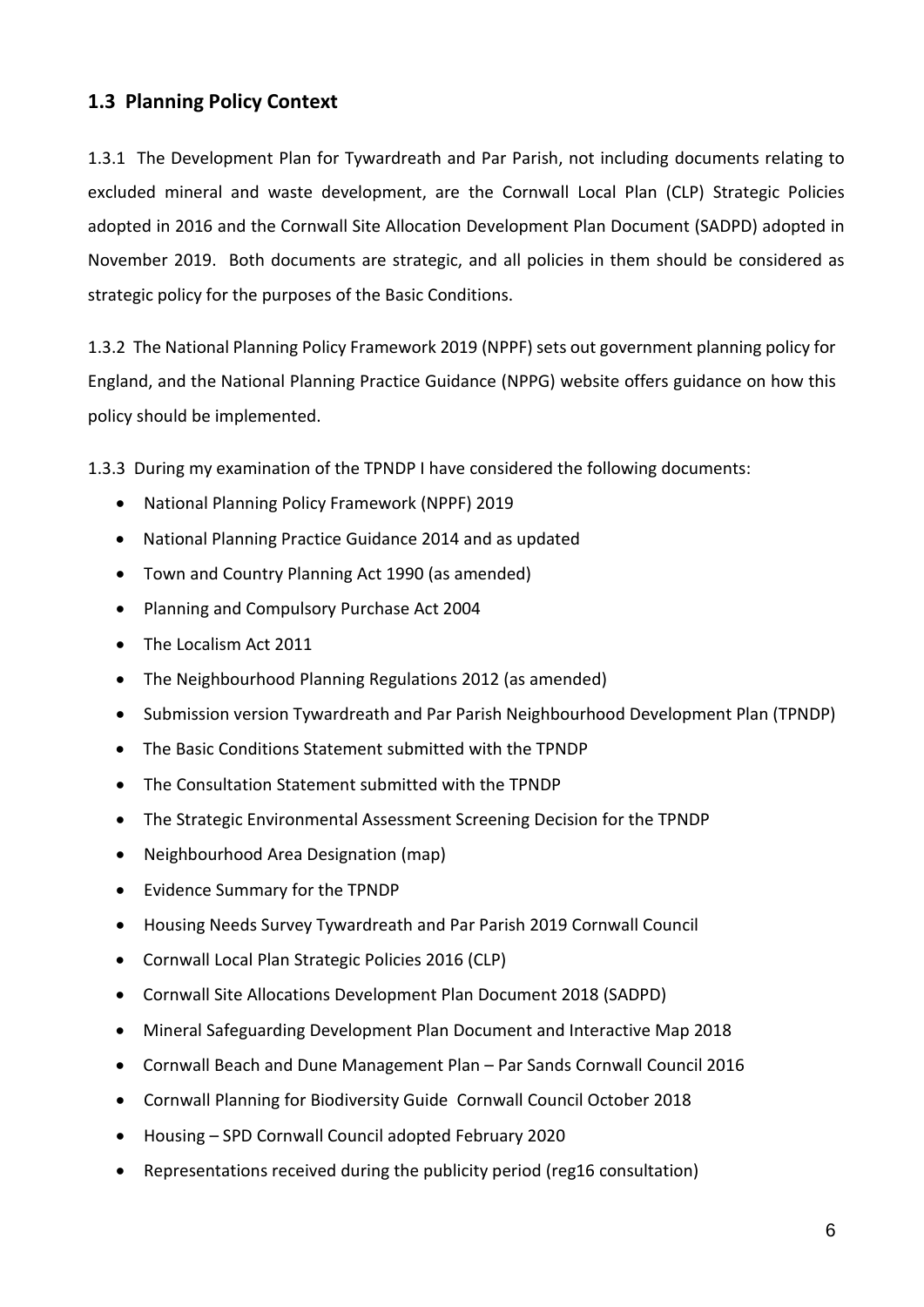## 1.3 Planning Policy Context

1.3.1 The Development Plan for Tywardreath and Par Parish, not including documents relating to excluded mineral and waste development, are the Cornwall Local Plan (CLP) Strategic Policies adopted in 2016 and the Cornwall Site Allocation Development Plan Document (SADPD) adopted in November 2019. Both documents are strategic, and all policies in them should be considered as strategic policy for the purposes of the Basic Conditions.

1.3.2 The National Planning Policy Framework 2019 (NPPF) sets out government planning policy for England, and the National Planning Practice Guidance (NPPG) website offers guidance on how this policy should be implemented.

1.3.3 During my examination of the TPNDP I have considered the following documents:

- National Planning Policy Framework (NPPF) 2019
- National Planning Practice Guidance 2014 and as updated
- Town and Country Planning Act 1990 (as amended)
- Planning and Compulsory Purchase Act 2004
- The Localism Act 2011
- The Neighbourhood Planning Regulations 2012 (as amended)
- Submission version Tywardreath and Par Parish Neighbourhood Development Plan (TPNDP)
- The Basic Conditions Statement submitted with the TPNDP
- The Consultation Statement submitted with the TPNDP
- The Strategic Environmental Assessment Screening Decision for the TPNDP
- Neighbourhood Area Designation (map)
- Evidence Summary for the TPNDP
- Housing Needs Survey Tywardreath and Par Parish 2019 Cornwall Council
- Cornwall Local Plan Strategic Policies 2016 (CLP)
- Cornwall Site Allocations Development Plan Document 2018 (SADPD)
- Mineral Safeguarding Development Plan Document and Interactive Map 2018
- Cornwall Beach and Dune Management Plan – Par Sands Cornwall Council 2016
- Cornwall Planning for Biodiversity Guide Cornwall Council October 2018
- Housing – SPD Cornwall Council adopted February 2020
- Representations received during the publicity period (reg16 consultation)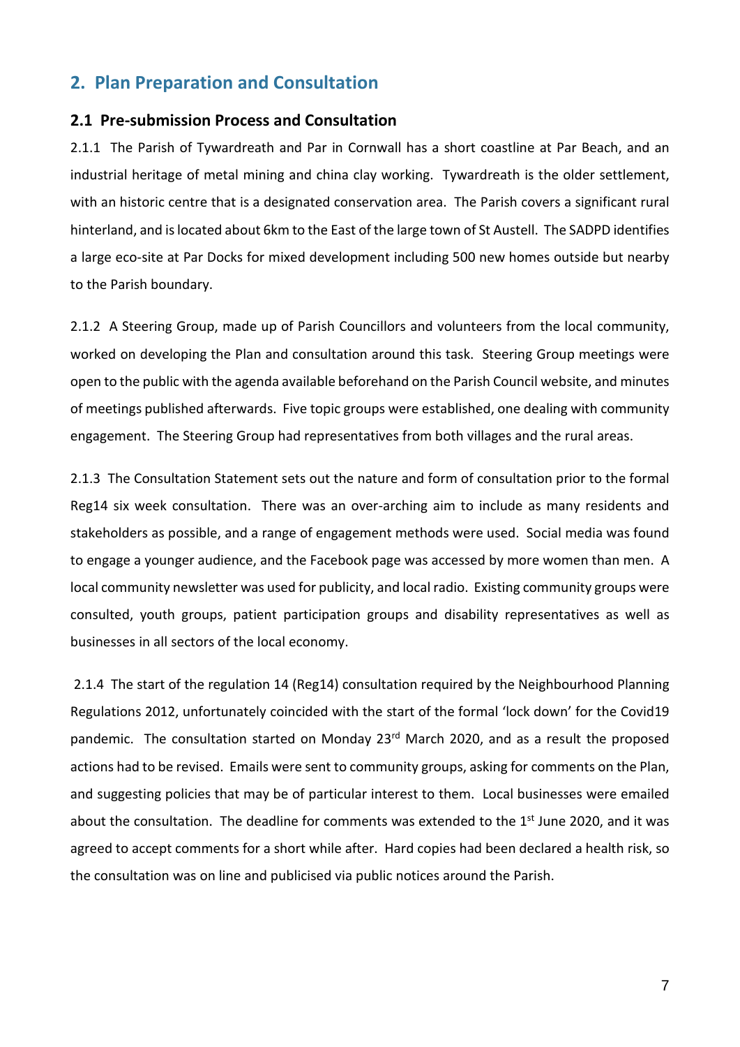## 2. Plan Preparation and Consultation

### 2.1 Pre-submission Process and Consultation

2.1.1 The Parish of Tywardreath and Par in Cornwall has a short coastline at Par Beach, and an industrial heritage of metal mining and china clay working. Tywardreath is the older settlement, with an historic centre that is a designated conservation area. The Parish covers a significant rural hinterland, and is located about 6km to the East of the large town of St Austell. The SADPD identifies a large eco-site at Par Docks for mixed development including 500 new homes outside but nearby to the Parish boundary.

2.1.2 A Steering Group, made up of Parish Councillors and volunteers from the local community, worked on developing the Plan and consultation around this task. Steering Group meetings were open to the public with the agenda available beforehand on the Parish Council website, and minutes of meetings published afterwards. Five topic groups were established, one dealing with community engagement. The Steering Group had representatives from both villages and the rural areas.

2.1.3 The Consultation Statement sets out the nature and form of consultation prior to the formal Reg14 six week consultation. There was an over-arching aim to include as many residents and stakeholders as possible, and a range of engagement methods were used. Social media was found to engage a younger audience, and the Facebook page was accessed by more women than men. A local community newsletter was used for publicity, and local radio. Existing community groups were consulted, youth groups, patient participation groups and disability representatives as well as businesses in all sectors of the local economy.

2.1.4 The start of the regulation 14 (Reg14) consultation required by the Neighbourhood Planning Regulations 2012, unfortunately coincided with the start of the formal 'lock down' for the Covid19 pandemic. The consultation started on Monday 23rd March 2020, and as a result the proposed actions had to be revised. Emails were sent to community groups, asking for comments on the Plan, and suggesting policies that may be of particular interest to them. Local businesses were emailed about the consultation. The deadline for comments was extended to the 1st June 2020, and it was agreed to accept comments for a short while after. Hard copies had been declared a health risk, so the consultation was on line and publicised via public notices around the Parish.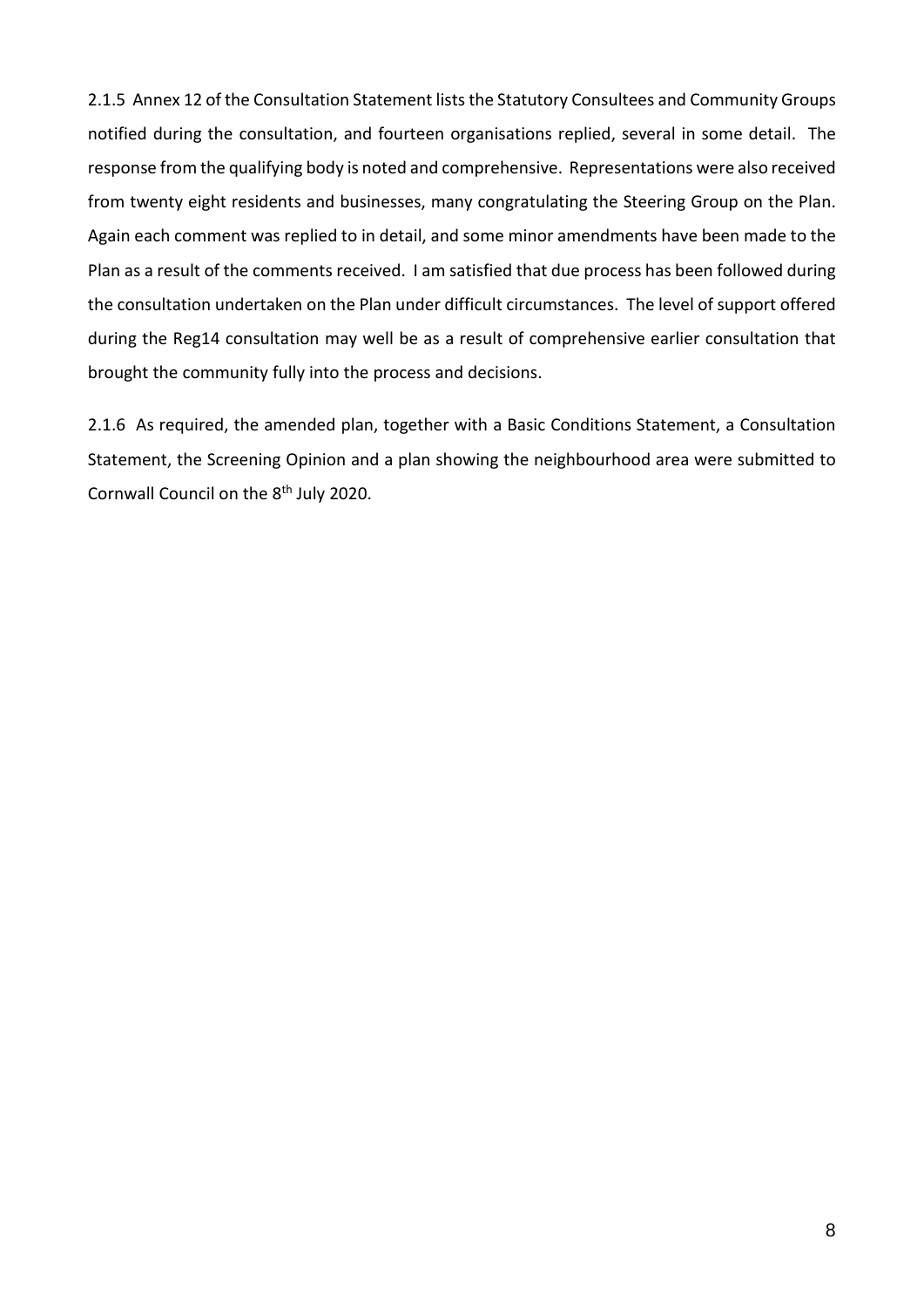2.1.5 Annex 12 of the Consultation Statement lists the Statutory Consultees and Community Groups notified during the consultation, and fourteen organisations replied, several in some detail. The response from the qualifying body is noted and comprehensive. Representations were also received from twenty eight residents and businesses, many congratulating the Steering Group on the Plan. Again each comment was replied to in detail, and some minor amendments have been made to the Plan as a result of the comments received. I am satisfied that due process has been followed during the consultation undertaken on the Plan under difficult circumstances. The level of support offered during the Reg14 consultation may well be as a result of comprehensive earlier consultation that brought the community fully into the process and decisions.

2.1.6 As required, the amended plan, together with a Basic Conditions Statement, a Consultation Statement, the Screening Opinion and a plan showing the neighbourhood area were submitted to Cornwall Council on the 8th July 2020.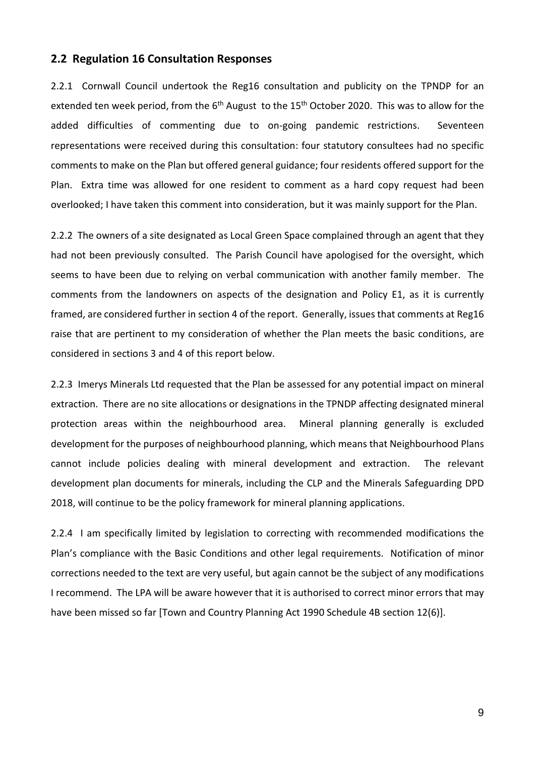## 2.2 Regulation 16 Consultation Responses

2.2.1 Cornwall Council undertook the Reg16 consultation and publicity on the TPNDP for an extended ten week period, from the 6th August to the 15th October 2020. This was to allow for the added difficulties of commenting due to on-going pandemic restrictions. Seventeen representations were received during this consultation: four statutory consultees had no specific comments to make on the Plan but offered general guidance; four residents offered support for the Plan. Extra time was allowed for one resident to comment as a hard copy request had been overlooked; I have taken this comment into consideration, but it was mainly support for the Plan.

2.2.2 The owners of a site designated as Local Green Space complained through an agent that they had not been previously consulted. The Parish Council have apologised for the oversight, which seems to have been due to relying on verbal communication with another family member. The comments from the landowners on aspects of the designation and Policy E1, as it is currently framed, are considered further in section 4 of the report. Generally, issues that comments at Reg16 raise that are pertinent to my consideration of whether the Plan meets the basic conditions, are considered in sections 3 and 4 of this report below.

2.2.3 Imerys Minerals Ltd requested that the Plan be assessed for any potential impact on mineral extraction. There are no site allocations or designations in the TPNDP affecting designated mineral protection areas within the neighbourhood area. Mineral planning generally is excluded development for the purposes of neighbourhood planning, which means that Neighbourhood Plans cannot include policies dealing with mineral development and extraction. The relevant development plan documents for minerals, including the CLP and the Minerals Safeguarding DPD 2018, will continue to be the policy framework for mineral planning applications.

2.2.4 I am specifically limited by legislation to correcting with recommended modifications the Plan's compliance with the Basic Conditions and other legal requirements. Notification of minor corrections needed to the text are very useful, but again cannot be the subject of any modifications I recommend. The LPA will be aware however that it is authorised to correct minor errors that may have been missed so far [Town and Country Planning Act 1990 Schedule 4B section 12(6)].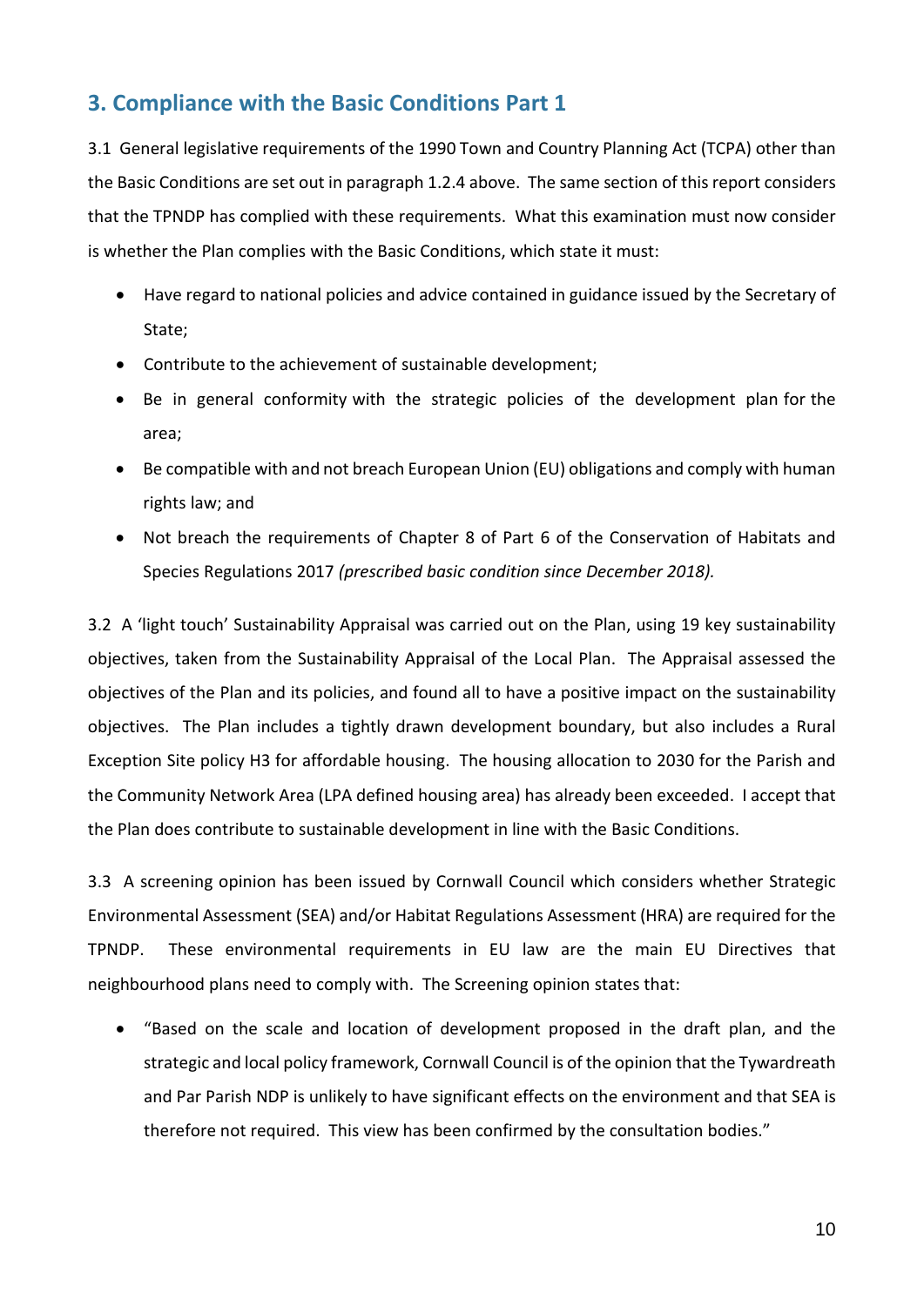## 3. Compliance with the Basic Conditions Part 1

3.1 General legislative requirements of the 1990 Town and Country Planning Act (TCPA) other than the Basic Conditions are set out in paragraph 1.2.4 above. The same section of this report considers that the TPNDP has complied with these requirements. What this examination must now consider is whether the Plan complies with the Basic Conditions, which state it must:

- Have regard to national policies and advice contained in guidance issued by the Secretary of State;
- Contribute to the achievement of sustainable development;
- Be in general conformity with the strategic policies of the development plan for the area;
- Be compatible with and not breach European Union (EU) obligations and comply with human rights law; and
- Not breach the requirements of Chapter 8 of Part 6 of the Conservation of Habitats and Species Regulations 2017 *(prescribed basic condition since December 2018).*

3.2 A 'light touch' Sustainability Appraisal was carried out on the Plan, using 19 key sustainability objectives, taken from the Sustainability Appraisal of the Local Plan. The Appraisal assessed the objectives of the Plan and its policies, and found all to have a positive impact on the sustainability objectives. The Plan includes a tightly drawn development boundary, but also includes a Rural Exception Site policy H3 for affordable housing. The housing allocation to 2030 for the Parish and the Community Network Area (LPA defined housing area) has already been exceeded. I accept that the Plan does contribute to sustainable development in line with the Basic Conditions.

3.3 A screening opinion has been issued by Cornwall Council which considers whether Strategic Environmental Assessment (SEA) and/or Habitat Regulations Assessment (HRA) are required for the TPNDP. These environmental requirements in EU law are the main EU Directives that neighbourhood plans need to comply with. The Screening opinion states that:

- "Based on the scale and location of development proposed in the draft plan, and the strategic and local policy framework, Cornwall Council is of the opinion that the Tywardreath and Par Parish NDP is unlikely to have significant effects on the environment and that SEA is therefore not required. This view has been confirmed by the consultation bodies."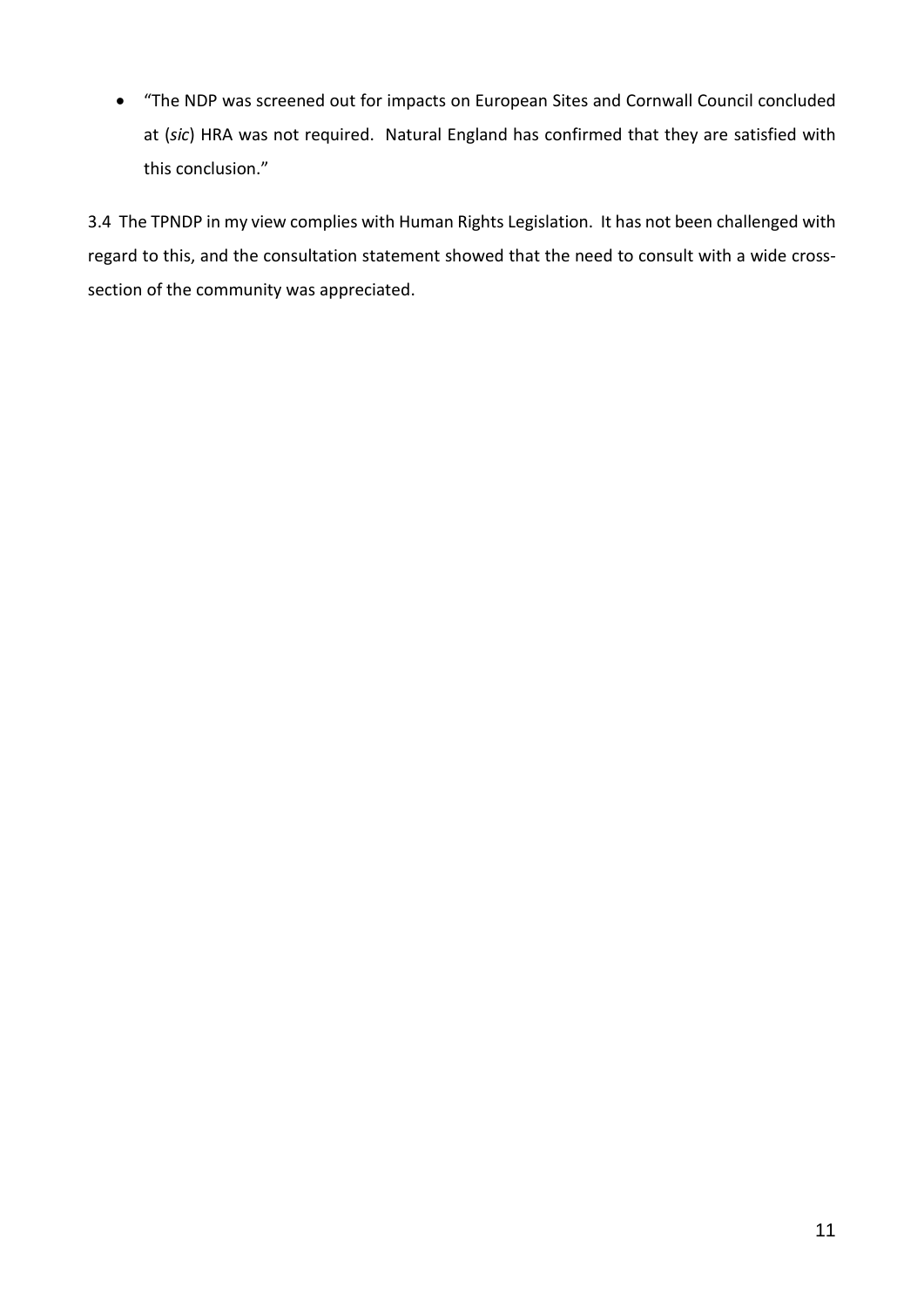- "The NDP was screened out for impacts on European Sites and Cornwall Council concluded at (*sic*) HRA was not required. Natural England has confirmed that they are satisfied with this conclusion."

3.4 The TPNDP in my view complies with Human Rights Legislation. It has not been challenged with regard to this, and the consultation statement showed that the need to consult with a wide cross-section of the community was appreciated.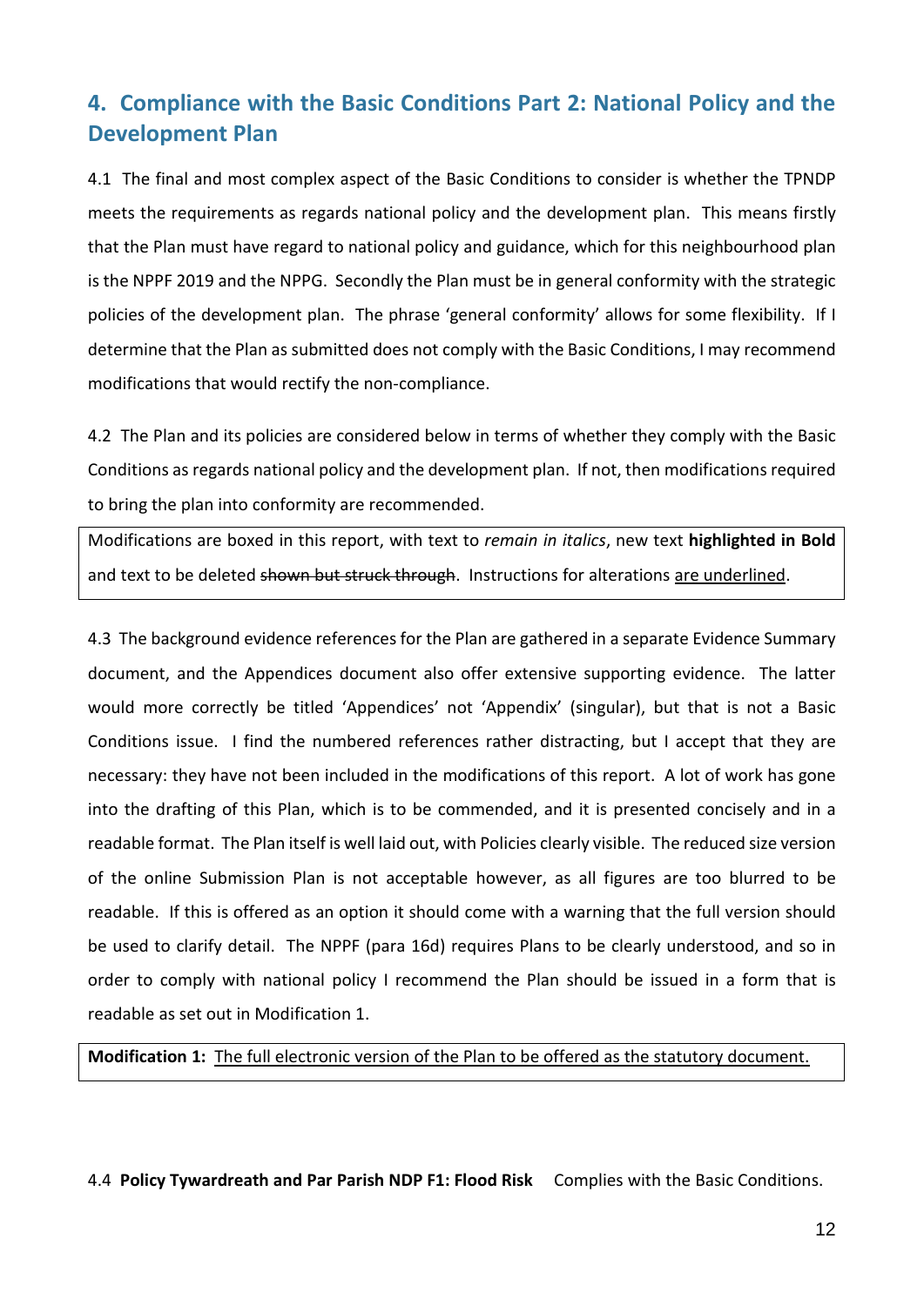## 4. Compliance with the Basic Conditions Part 2: National Policy and the Development Plan

4.1 The final and most complex aspect of the Basic Conditions to consider is whether the TPNDP meets the requirements as regards national policy and the development plan. This means firstly that the Plan must have regard to national policy and guidance, which for this neighbourhood plan is the NPPF 2019 and the NPPG. Secondly the Plan must be in general conformity with the strategic policies of the development plan. The phrase 'general conformity' allows for some flexibility. If I determine that the Plan as submitted does not comply with the Basic Conditions, I may recommend modifications that would rectify the non-compliance.

4.2 The Plan and its policies are considered below in terms of whether they comply with the Basic Conditions as regards national policy and the development plan. If not, then modifications required to bring the plan into conformity are recommended.

> Modifications are boxed in this report, with text to *remain in italics*, new text **highlighted in Bold** and text to be deleted ~~shown but struck through~~. Instructions for alterations <u>are underlined</u>.

4.3 The background evidence references for the Plan are gathered in a separate Evidence Summary document, and the Appendices document also offer extensive supporting evidence. The latter would more correctly be titled 'Appendices' not 'Appendix' (singular), but that is not a Basic Conditions issue. I find the numbered references rather distracting, but I accept that they are necessary: they have not been included in the modifications of this report. A lot of work has gone into the drafting of this Plan, which is to be commended, and it is presented concisely and in a readable format. The Plan itself is well laid out, with Policies clearly visible. The reduced size version of the online Submission Plan is not acceptable however, as all figures are too blurred to be readable. If this is offered as an option it should come with a warning that the full version should be used to clarify detail. The NPPF (para 16d) requires Plans to be clearly understood, and so in order to comply with national policy I recommend the Plan should be issued in a form that is readable as set out in Modification 1.

> **Modification 1:** <u>The full electronic version of the Plan to be offered as the statutory document.</u>

4.4 **Policy Tywardreath and Par Parish NDP F1: Flood Risk** Complies with the Basic Conditions.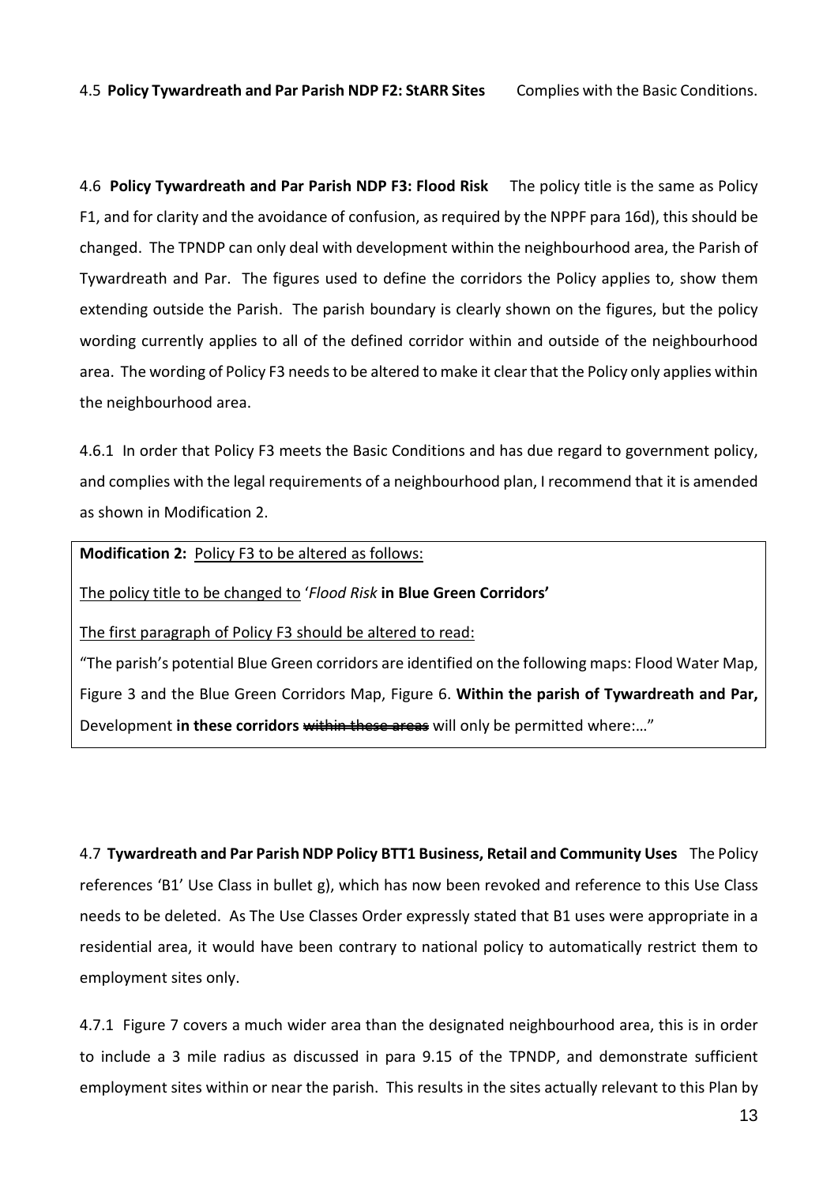4.5 **Policy Tywardreath and Par Parish NDP F2: StARR Sites** Complies with the Basic Conditions.

4.6 **Policy Tywardreath and Par Parish NDP F3: Flood Risk** The policy title is the same as Policy F1, and for clarity and the avoidance of confusion, as required by the NPPF para 16d), this should be changed. The TPNDP can only deal with development within the neighbourhood area, the Parish of Tywardreath and Par. The figures used to define the corridors the Policy applies to, show them extending outside the Parish. The parish boundary is clearly shown on the figures, but the policy wording currently applies to all of the defined corridor within and outside of the neighbourhood area. The wording of Policy F3 needs to be altered to make it clear that the Policy only applies within the neighbourhood area.

4.6.1 In order that Policy F3 meets the Basic Conditions and has due regard to government policy, and complies with the legal requirements of a neighbourhood plan, I recommend that it is amended as shown in Modification 2.

> **Modification 2:** <u>Policy F3 to be altered as follows:</u>
>
> <u>The policy title to be changed to</u> '*Flood Risk* **in Blue Green Corridors'**
>
> <u>The first paragraph of Policy F3 should be altered to read:</u>
>
> "The parish's potential Blue Green corridors are identified on the following maps: Flood Water Map, Figure 3 and the Blue Green Corridors Map, Figure 6. **Within the parish of Tywardreath and Par,** Development **in these corridors** ~~within these areas~~ will only be permitted where:…"

4.7 **Tywardreath and Par Parish NDP Policy BTT1 Business, Retail and Community Uses** The Policy references 'B1' Use Class in bullet g), which has now been revoked and reference to this Use Class needs to be deleted. As The Use Classes Order expressly stated that B1 uses were appropriate in a residential area, it would have been contrary to national policy to automatically restrict them to employment sites only.

4.7.1 Figure 7 covers a much wider area than the designated neighbourhood area, this is in order to include a 3 mile radius as discussed in para 9.15 of the TPNDP, and demonstrate sufficient employment sites within or near the parish. This results in the sites actually relevant to this Plan by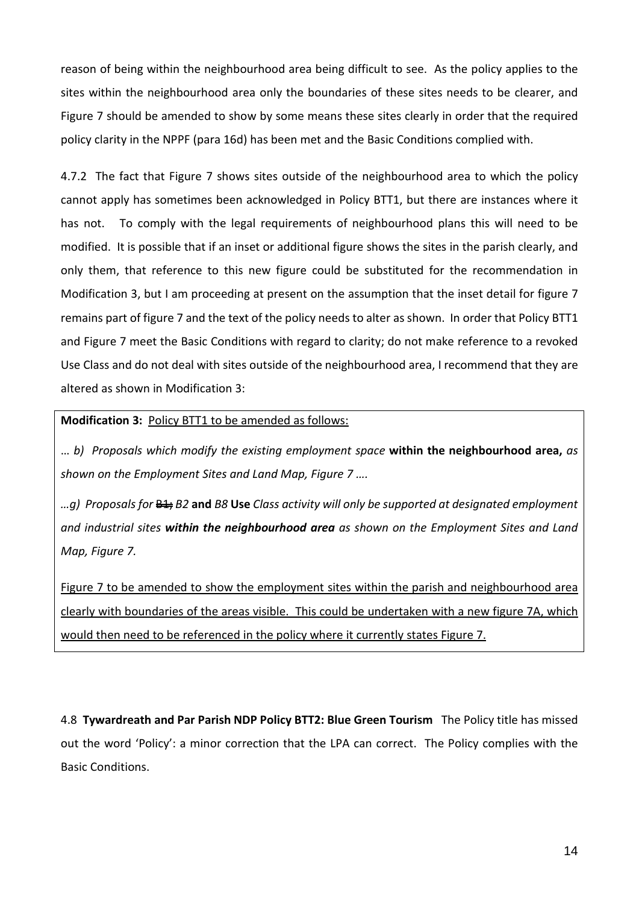reason of being within the neighbourhood area being difficult to see. As the policy applies to the sites within the neighbourhood area only the boundaries of these sites needs to be clearer, and Figure 7 should be amended to show by some means these sites clearly in order that the required policy clarity in the NPPF (para 16d) has been met and the Basic Conditions complied with.

4.7.2 The fact that Figure 7 shows sites outside of the neighbourhood area to which the policy cannot apply has sometimes been acknowledged in Policy BTT1, but there are instances where it has not. To comply with the legal requirements of neighbourhood plans this will need to be modified. It is possible that if an inset or additional figure shows the sites in the parish clearly, and only them, that reference to this new figure could be substituted for the recommendation in Modification 3, but I am proceeding at present on the assumption that the inset detail for figure 7 remains part of figure 7 and the text of the policy needs to alter as shown. In order that Policy BTT1 and Figure 7 meet the Basic Conditions with regard to clarity; do not make reference to a revoked Use Class and do not deal with sites outside of the neighbourhood area, I recommend that they are altered as shown in Modification 3:

**Modification 3:** Policy BTT1 to be amended as follows:

*… b) Proposals which modify the existing employment space* **within the neighbourhood area,** *as shown on the Employment Sites and Land Map, Figure 7 ….*

*…g) Proposals for* ~~B1;~~ *B2* **and** *B8* **Use** *Class activity will only be supported at designated employment and industrial sites* ***within the neighbourhood area*** *as shown on the Employment Sites and Land Map, Figure 7.*

Figure 7 to be amended to show the employment sites within the parish and neighbourhood area clearly with boundaries of the areas visible. This could be undertaken with a new figure 7A, which would then need to be referenced in the policy where it currently states Figure 7.

4.8 **Tywardreath and Par Parish NDP Policy BTT2: Blue Green Tourism** The Policy title has missed out the word 'Policy': a minor correction that the LPA can correct. The Policy complies with the Basic Conditions.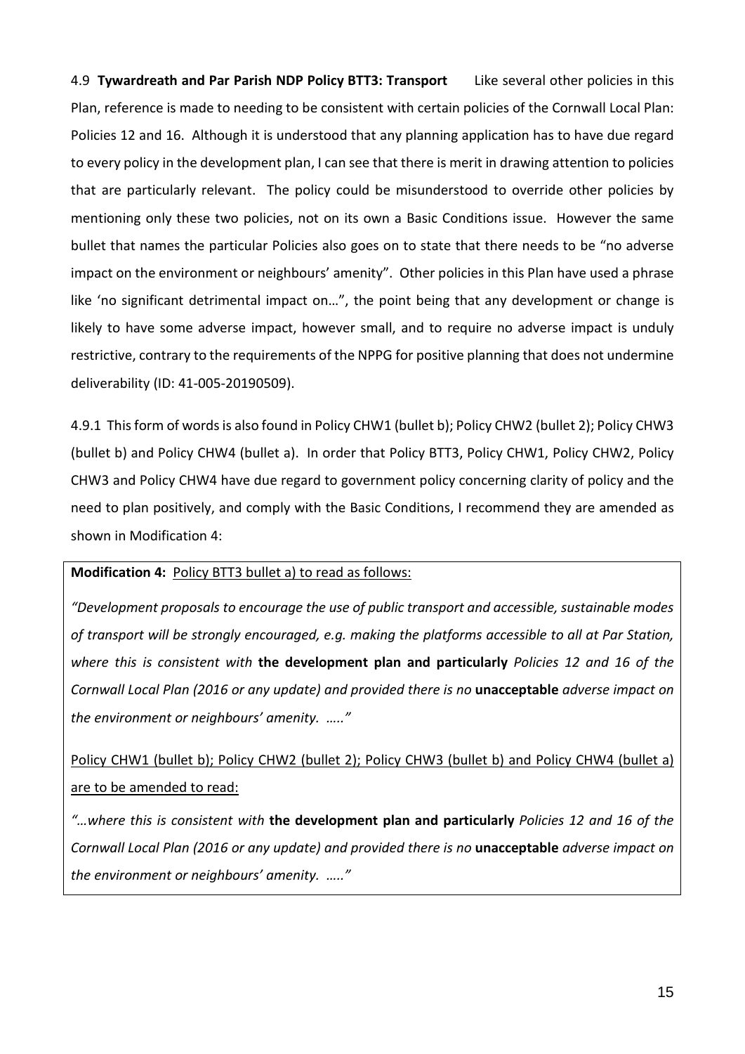4.9 **Tywardreath and Par Parish NDP Policy BTT3: Transport** Like several other policies in this Plan, reference is made to needing to be consistent with certain policies of the Cornwall Local Plan: Policies 12 and 16. Although it is understood that any planning application has to have due regard to every policy in the development plan, I can see that there is merit in drawing attention to policies that are particularly relevant. The policy could be misunderstood to override other policies by mentioning only these two policies, not on its own a Basic Conditions issue. However the same bullet that names the particular Policies also goes on to state that there needs to be "no adverse impact on the environment or neighbours' amenity". Other policies in this Plan have used a phrase like 'no significant detrimental impact on…", the point being that any development or change is likely to have some adverse impact, however small, and to require no adverse impact is unduly restrictive, contrary to the requirements of the NPPG for positive planning that does not undermine deliverability (ID: 41-005-20190509).

4.9.1 This form of words is also found in Policy CHW1 (bullet b); Policy CHW2 (bullet 2); Policy CHW3 (bullet b) and Policy CHW4 (bullet a). In order that Policy BTT3, Policy CHW1, Policy CHW2, Policy CHW3 and Policy CHW4 have due regard to government policy concerning clarity of policy and the need to plan positively, and comply with the Basic Conditions, I recommend they are amended as shown in Modification 4:

**Modification 4:** Policy BTT3 bullet a) to read as follows:

*"Development proposals to encourage the use of public transport and accessible, sustainable modes of transport will be strongly encouraged, e.g. making the platforms accessible to all at Par Station, where this is consistent with* **the development plan and particularly** *Policies 12 and 16 of the Cornwall Local Plan (2016 or any update) and provided there is no* **unacceptable** *adverse impact on the environment or neighbours' amenity. ….."*

Policy CHW1 (bullet b); Policy CHW2 (bullet 2); Policy CHW3 (bullet b) and Policy CHW4 (bullet a) are to be amended to read:

*"…where this is consistent with* **the development plan and particularly** *Policies 12 and 16 of the Cornwall Local Plan (2016 or any update) and provided there is no* **unacceptable** *adverse impact on the environment or neighbours' amenity. ….."*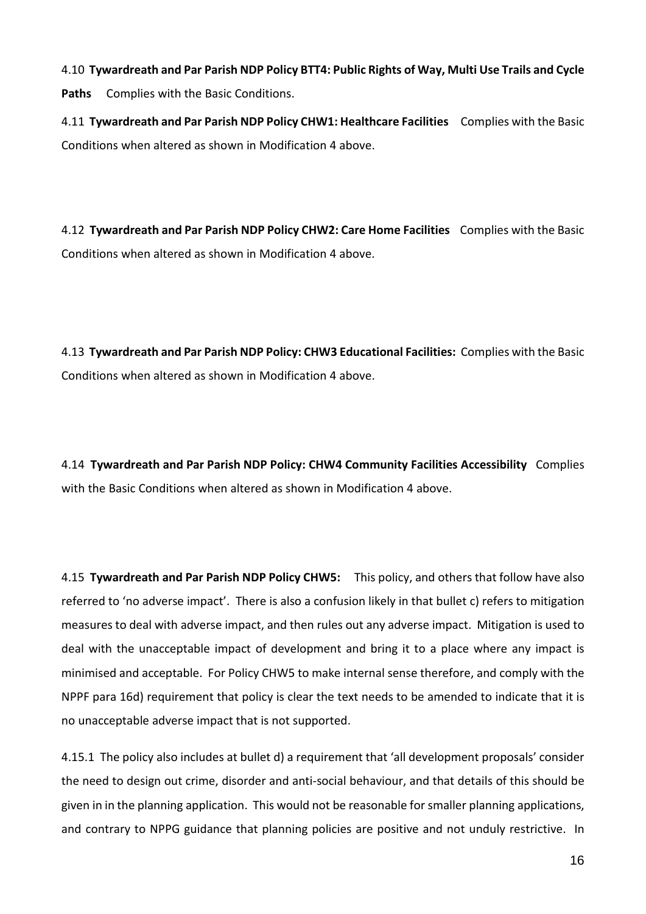4.10 **Tywardreath and Par Parish NDP Policy BTT4: Public Rights of Way, Multi Use Trails and Cycle Paths** Complies with the Basic Conditions.

4.11 **Tywardreath and Par Parish NDP Policy CHW1: Healthcare Facilities** Complies with the Basic Conditions when altered as shown in Modification 4 above.

4.12 **Tywardreath and Par Parish NDP Policy CHW2: Care Home Facilities** Complies with the Basic Conditions when altered as shown in Modification 4 above.

4.13 **Tywardreath and Par Parish NDP Policy: CHW3 Educational Facilities:** Complies with the Basic Conditions when altered as shown in Modification 4 above.

4.14 **Tywardreath and Par Parish NDP Policy: CHW4 Community Facilities Accessibility** Complies with the Basic Conditions when altered as shown in Modification 4 above.

4.15 **Tywardreath and Par Parish NDP Policy CHW5:** This policy, and others that follow have also referred to 'no adverse impact'. There is also a confusion likely in that bullet c) refers to mitigation measures to deal with adverse impact, and then rules out any adverse impact. Mitigation is used to deal with the unacceptable impact of development and bring it to a place where any impact is minimised and acceptable. For Policy CHW5 to make internal sense therefore, and comply with the NPPF para 16d) requirement that policy is clear the text needs to be amended to indicate that it is no unacceptable adverse impact that is not supported.

4.15.1 The policy also includes at bullet d) a requirement that 'all development proposals' consider the need to design out crime, disorder and anti-social behaviour, and that details of this should be given in in the planning application. This would not be reasonable for smaller planning applications, and contrary to NPPG guidance that planning policies are positive and not unduly restrictive. In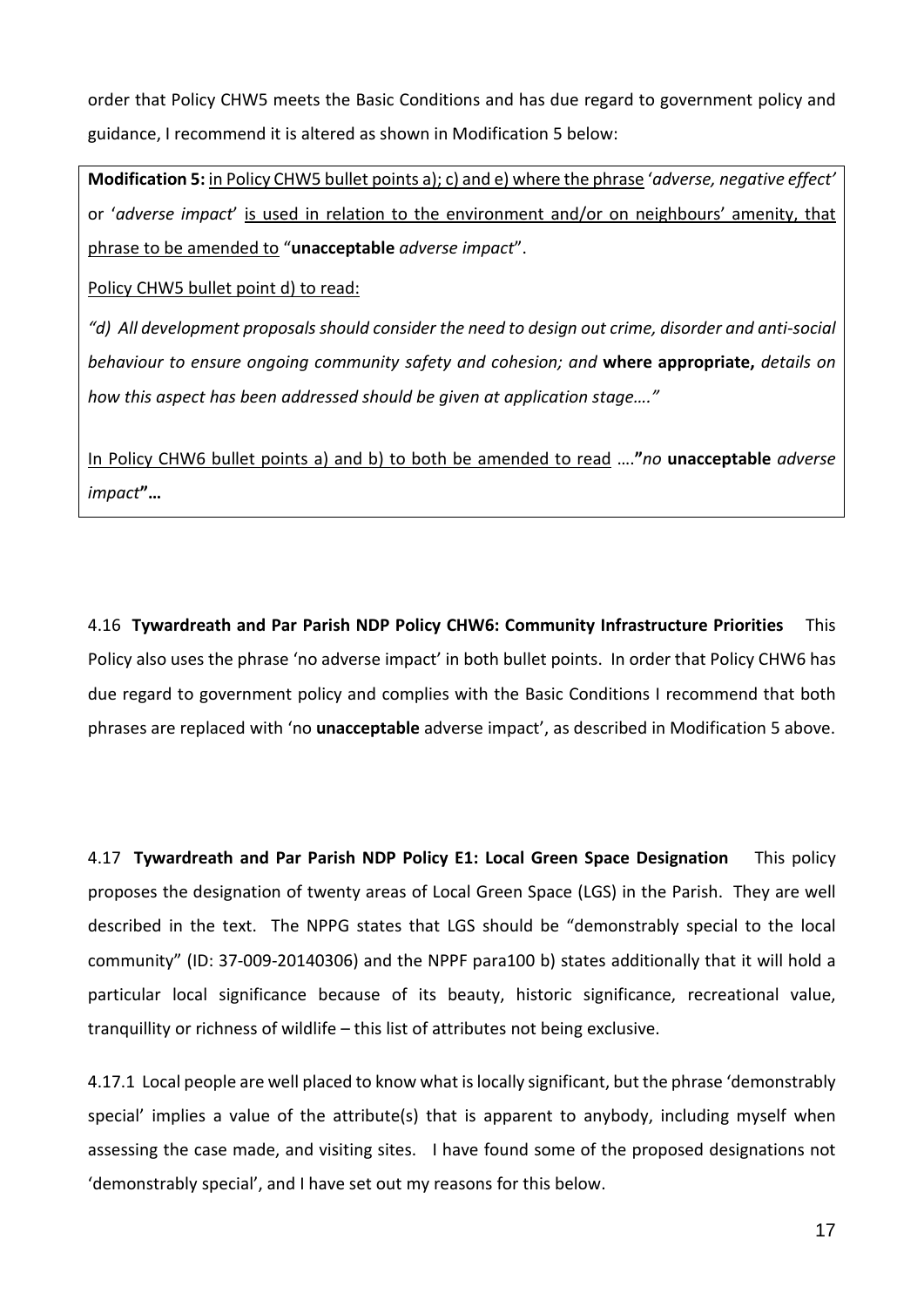order that Policy CHW5 meets the Basic Conditions and has due regard to government policy and guidance, I recommend it is altered as shown in Modification 5 below:

> **Modification 5:** <u>in Policy CHW5 bullet points a); c) and e) where the phrase</u> '*adverse, negative effect'* or '*adverse impact*' <u>is used in relation to the environment and/or on neighbours' amenity, that phrase to be amended to</u> "**unacceptable** *adverse impact*".
>
> <u>Policy CHW5 bullet point d) to read:</u>
>
> *"d) All development proposals should consider the need to design out crime, disorder and anti-social behaviour to ensure ongoing community safety and cohesion; and* **where appropriate,** *details on how this aspect has been addressed should be given at application stage…."*
>
> <u>In Policy CHW6 bullet points a) and b) to both be amended to read</u> …."*no* **unacceptable** *adverse impact*"…

4.16 **Tywardreath and Par Parish NDP Policy CHW6: Community Infrastructure Priorities** This Policy also uses the phrase 'no adverse impact' in both bullet points. In order that Policy CHW6 has due regard to government policy and complies with the Basic Conditions I recommend that both phrases are replaced with 'no **unacceptable** adverse impact', as described in Modification 5 above.

4.17 **Tywardreath and Par Parish NDP Policy E1: Local Green Space Designation** This policy proposes the designation of twenty areas of Local Green Space (LGS) in the Parish. They are well described in the text. The NPPG states that LGS should be "demonstrably special to the local community" (ID: 37-009-20140306) and the NPPF para100 b) states additionally that it will hold a particular local significance because of its beauty, historic significance, recreational value, tranquillity or richness of wildlife – this list of attributes not being exclusive.

4.17.1 Local people are well placed to know what is locally significant, but the phrase 'demonstrably special' implies a value of the attribute(s) that is apparent to anybody, including myself when assessing the case made, and visiting sites. I have found some of the proposed designations not 'demonstrably special', and I have set out my reasons for this below.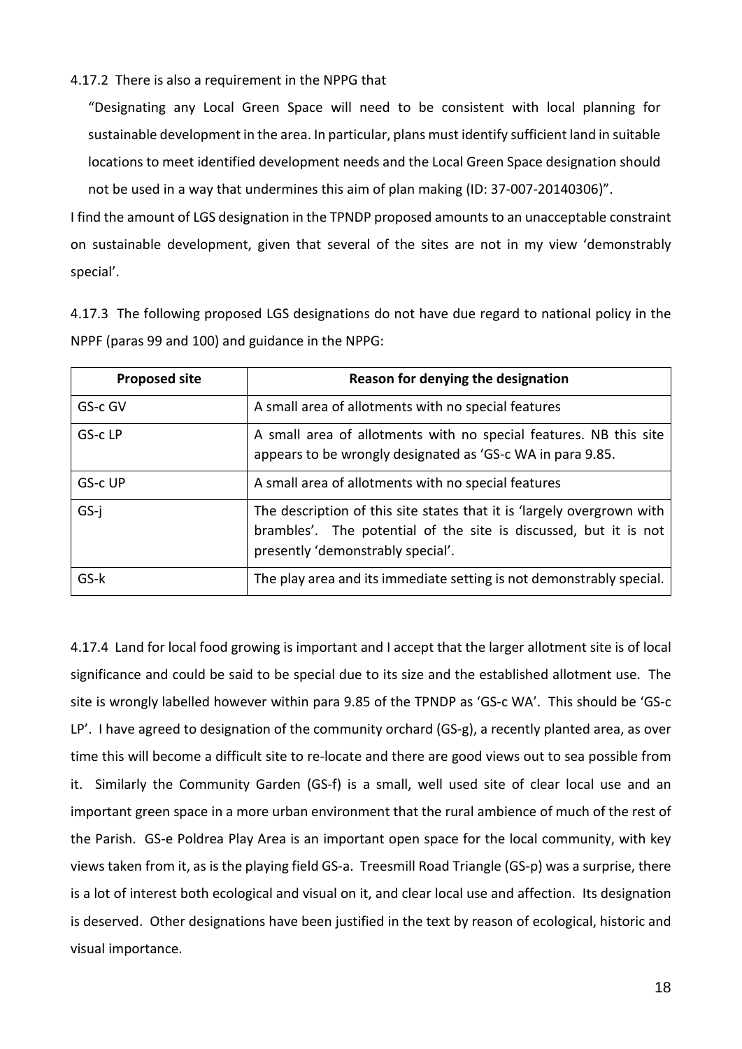4.17.2 There is also a requirement in the NPPG that

"Designating any Local Green Space will need to be consistent with local planning for sustainable development in the area. In particular, plans must identify sufficient land in suitable locations to meet identified development needs and the Local Green Space designation should not be used in a way that undermines this aim of plan making (ID: 37-007-20140306)".

I find the amount of LGS designation in the TPNDP proposed amounts to an unacceptable constraint on sustainable development, given that several of the sites are not in my view 'demonstrably special'.

4.17.3 The following proposed LGS designations do not have due regard to national policy in the NPPF (paras 99 and 100) and guidance in the NPPG:

| Proposed site | Reason for denying the designation |
|---|---|
| GS-c GV | A small area of allotments with no special features |
| GS-c LP | A small area of allotments with no special features. NB this site appears to be wrongly designated as 'GS-c WA in para 9.85. |
| GS-c UP | A small area of allotments with no special features |
| GS-j | The description of this site states that it is 'largely overgrown with brambles'. The potential of the site is discussed, but it is not presently 'demonstrably special'. |
| GS-k | The play area and its immediate setting is not demonstrably special. |

4.17.4 Land for local food growing is important and I accept that the larger allotment site is of local significance and could be said to be special due to its size and the established allotment use. The site is wrongly labelled however within para 9.85 of the TPNDP as 'GS-c WA'. This should be 'GS-c LP'. I have agreed to designation of the community orchard (GS-g), a recently planted area, as over time this will become a difficult site to re-locate and there are good views out to sea possible from it. Similarly the Community Garden (GS-f) is a small, well used site of clear local use and an important green space in a more urban environment that the rural ambience of much of the rest of the Parish. GS-e Poldrea Play Area is an important open space for the local community, with key views taken from it, as is the playing field GS-a. Treesmill Road Triangle (GS-p) was a surprise, there is a lot of interest both ecological and visual on it, and clear local use and affection. Its designation is deserved. Other designations have been justified in the text by reason of ecological, historic and visual importance.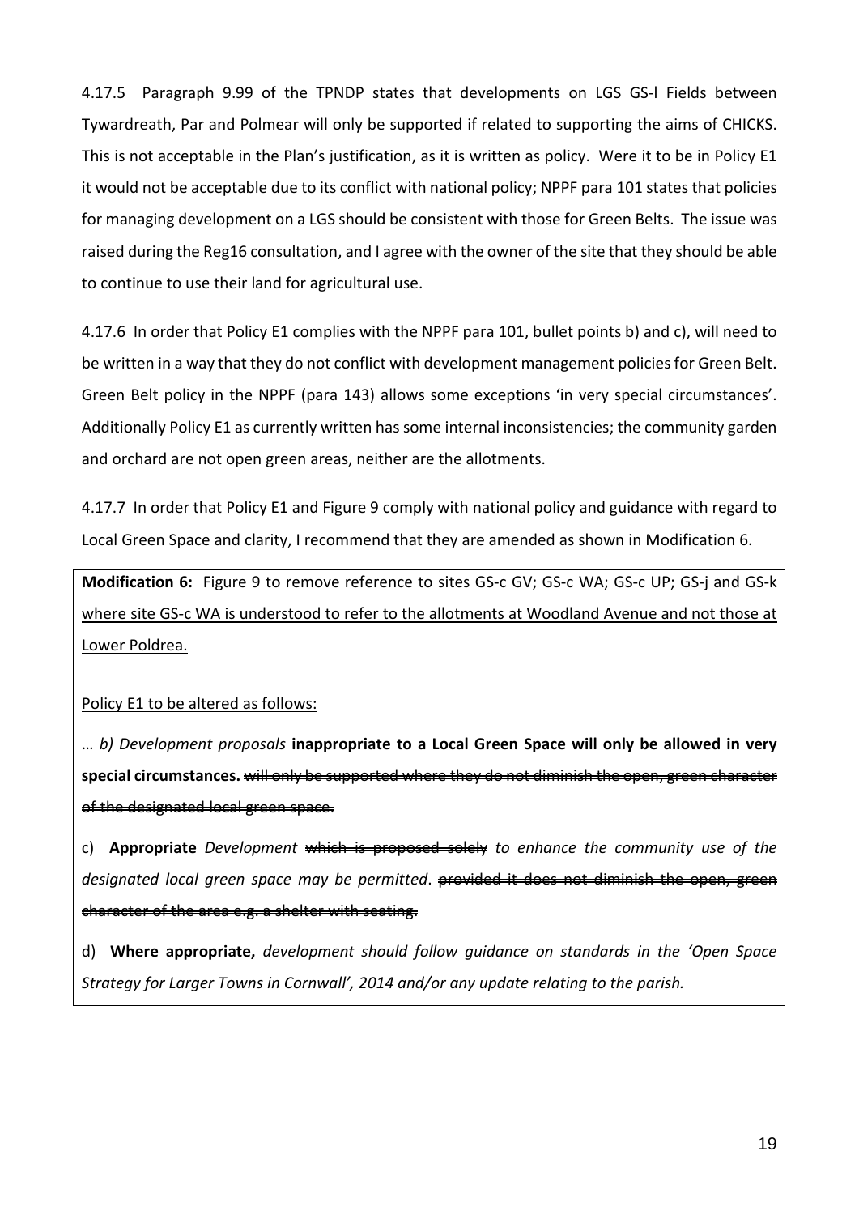4.17.5 Paragraph 9.99 of the TPNDP states that developments on LGS GS-l Fields between Tywardreath, Par and Polmear will only be supported if related to supporting the aims of CHICKS. This is not acceptable in the Plan's justification, as it is written as policy. Were it to be in Policy E1 it would not be acceptable due to its conflict with national policy; NPPF para 101 states that policies for managing development on a LGS should be consistent with those for Green Belts. The issue was raised during the Reg16 consultation, and I agree with the owner of the site that they should be able to continue to use their land for agricultural use.

4.17.6 In order that Policy E1 complies with the NPPF para 101, bullet points b) and c), will need to be written in a way that they do not conflict with development management policies for Green Belt. Green Belt policy in the NPPF (para 143) allows some exceptions 'in very special circumstances'. Additionally Policy E1 as currently written has some internal inconsistencies; the community garden and orchard are not open green areas, neither are the allotments.

4.17.7 In order that Policy E1 and Figure 9 comply with national policy and guidance with regard to Local Green Space and clarity, I recommend that they are amended as shown in Modification 6.

> **Modification 6:** <u>Figure 9 to remove reference to sites GS-c GV; GS-c WA; GS-c UP; GS-j and GS-k where site GS-c WA is understood to refer to the allotments at Woodland Avenue and not those at Lower Poldrea.</u>
>
> <u>Policy E1 to be altered as follows:</u>
>
> … *b) Development proposals* **inappropriate to a Local Green Space will only be allowed in very special circumstances.** ~~will only be supported where they do not diminish the open, green character of the designated local green space.~~
>
> c) **Appropriate** *Development* ~~which is proposed solely~~ *to enhance the community use of the designated local green space may be permitted*. ~~provided it does not diminish the open, green character of the area e.g. a shelter with seating.~~
>
> d) **Where appropriate,** *development should follow guidance on standards in the 'Open Space Strategy for Larger Towns in Cornwall', 2014 and/or any update relating to the parish.*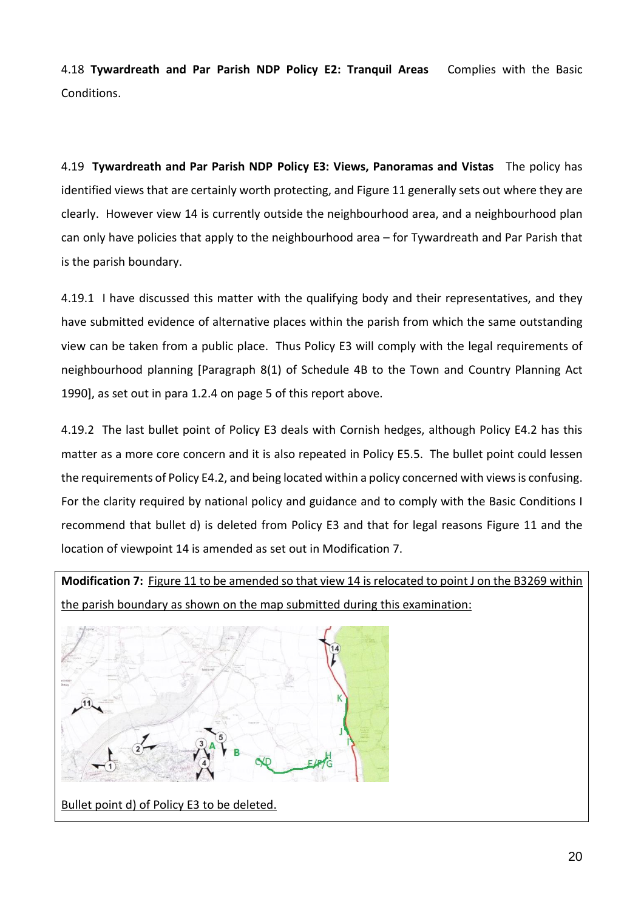4.18 **Tywardreath and Par Parish NDP Policy E2: Tranquil Areas** Complies with the Basic Conditions.

4.19 **Tywardreath and Par Parish NDP Policy E3: Views, Panoramas and Vistas** The policy has identified views that are certainly worth protecting, and Figure 11 generally sets out where they are clearly. However view 14 is currently outside the neighbourhood area, and a neighbourhood plan can only have policies that apply to the neighbourhood area – for Tywardreath and Par Parish that is the parish boundary.

4.19.1 I have discussed this matter with the qualifying body and their representatives, and they have submitted evidence of alternative places within the parish from which the same outstanding view can be taken from a public place. Thus Policy E3 will comply with the legal requirements of neighbourhood planning [Paragraph 8(1) of Schedule 4B to the Town and Country Planning Act 1990], as set out in para 1.2.4 on page 5 of this report above.

4.19.2 The last bullet point of Policy E3 deals with Cornish hedges, although Policy E4.2 has this matter as a more core concern and it is also repeated in Policy E5.5. The bullet point could lessen the requirements of Policy E4.2, and being located within a policy concerned with views is confusing. For the clarity required by national policy and guidance and to comply with the Basic Conditions I recommend that bullet d) is deleted from Policy E3 and that for legal reasons Figure 11 and the location of viewpoint 14 is amended as set out in Modification 7.

> **Modification 7:** Figure 11 to be amended so that view 14 is relocated to point J on the B3269 within the parish boundary as shown on the map submitted during this examination:
>
> Bullet point d) of Policy E3 to be deleted.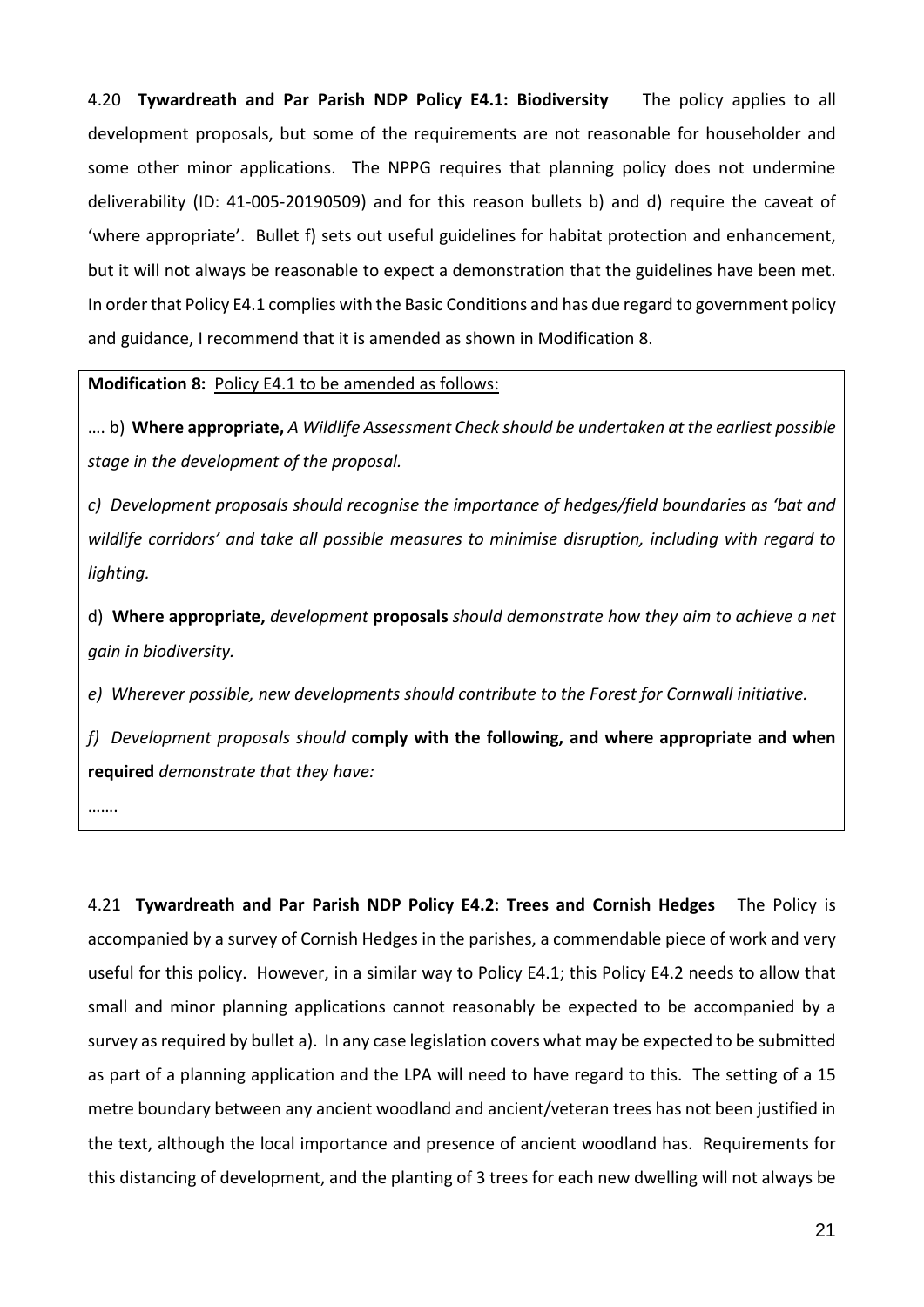4.20 **Tywardreath and Par Parish NDP Policy E4.1: Biodiversity** The policy applies to all development proposals, but some of the requirements are not reasonable for householder and some other minor applications. The NPPG requires that planning policy does not undermine deliverability (ID: 41-005-20190509) and for this reason bullets b) and d) require the caveat of 'where appropriate'. Bullet f) sets out useful guidelines for habitat protection and enhancement, but it will not always be reasonable to expect a demonstration that the guidelines have been met. In order that Policy E4.1 complies with the Basic Conditions and has due regard to government policy and guidance, I recommend that it is amended as shown in Modification 8.

**Modification 8:** Policy E4.1 to be amended as follows:

…. b) **Where appropriate,** *A Wildlife Assessment Check should be undertaken at the earliest possible stage in the development of the proposal.*

*c) Development proposals should recognise the importance of hedges/field boundaries as 'bat and wildlife corridors' and take all possible measures to minimise disruption, including with regard to lighting.*

d) **Where appropriate,** *development* **proposals** *should demonstrate how they aim to achieve a net gain in biodiversity.*

*e) Wherever possible, new developments should contribute to the Forest for Cornwall initiative.*

*f) Development proposals should* **comply with the following, and where appropriate and when required** *demonstrate that they have:*

…….

4.21 **Tywardreath and Par Parish NDP Policy E4.2: Trees and Cornish Hedges** The Policy is accompanied by a survey of Cornish Hedges in the parishes, a commendable piece of work and very useful for this policy. However, in a similar way to Policy E4.1; this Policy E4.2 needs to allow that small and minor planning applications cannot reasonably be expected to be accompanied by a survey as required by bullet a). In any case legislation covers what may be expected to be submitted as part of a planning application and the LPA will need to have regard to this. The setting of a 15 metre boundary between any ancient woodland and ancient/veteran trees has not been justified in the text, although the local importance and presence of ancient woodland has. Requirements for this distancing of development, and the planting of 3 trees for each new dwelling will not always be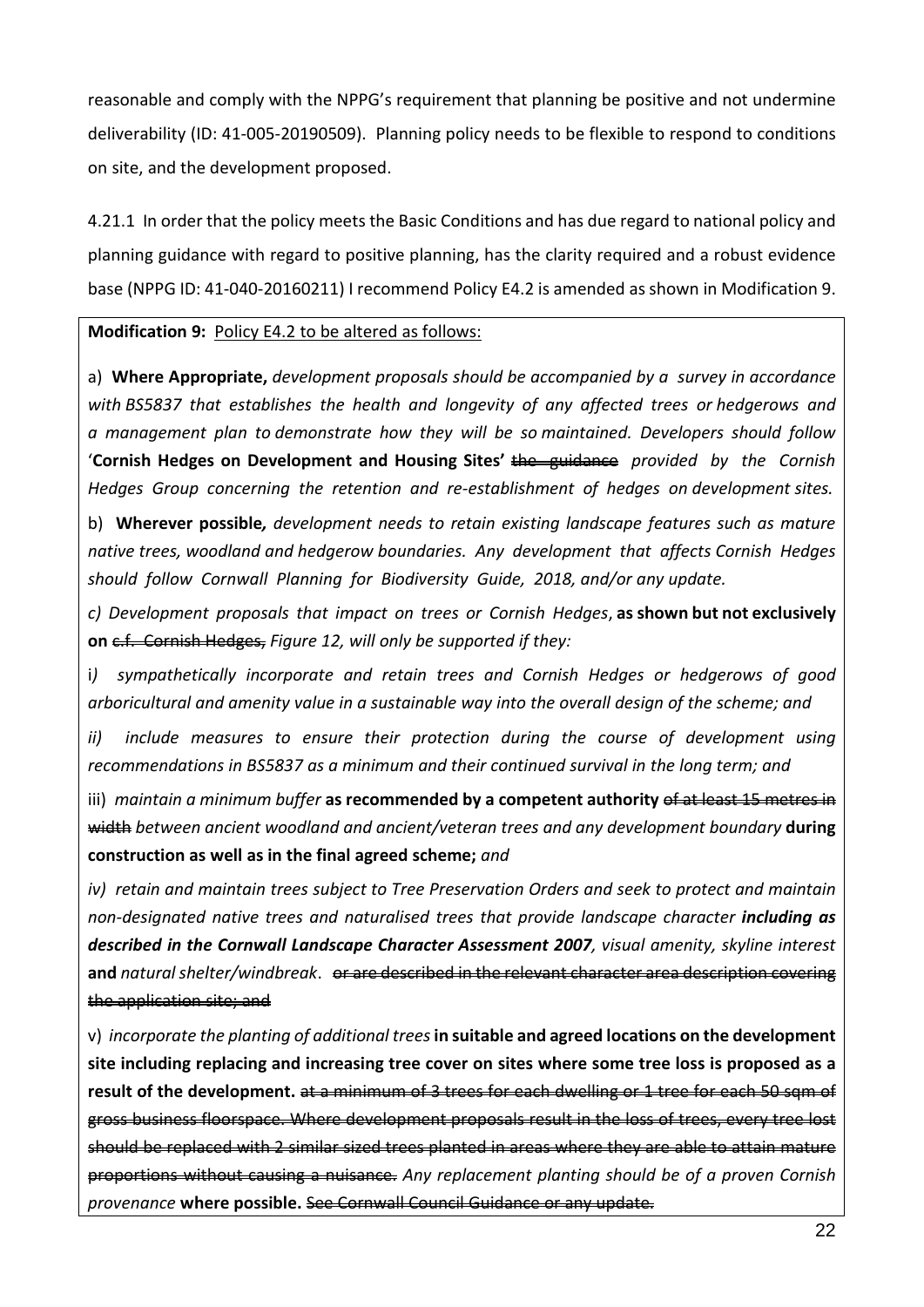reasonable and comply with the NPPG's requirement that planning be positive and not undermine deliverability (ID: 41-005-20190509). Planning policy needs to be flexible to respond to conditions on site, and the development proposed.

4.21.1 In order that the policy meets the Basic Conditions and has due regard to national policy and planning guidance with regard to positive planning, has the clarity required and a robust evidence base (NPPG ID: 41-040-20160211) I recommend Policy E4.2 is amended as shown in Modification 9.

**Modification 9:** Policy E4.2 to be altered as follows:

a) **Where Appropriate,** *development proposals should be accompanied by a survey in accordance with BS5837 that establishes the health and longevity of any affected trees or hedgerows and a management plan to demonstrate how they will be so maintained. Developers should follow* '**Cornish Hedges on Development and Housing Sites'** ~~the guidance~~ *provided by the Cornish Hedges Group concerning the retention and re-establishment of hedges on development sites.*

b) **Wherever possible***, development needs to retain existing landscape features such as mature native trees, woodland and hedgerow boundaries. Any development that affects Cornish Hedges should follow Cornwall Planning for Biodiversity Guide, 2018, and/or any update.*

*c) Development proposals that impact on trees or Cornish Hedges*, **as shown but not exclusively on** ~~c.f. Cornish Hedges,~~ *Figure 12, will only be supported if they:*

i*) sympathetically incorporate and retain trees and Cornish Hedges or hedgerows of good arboricultural and amenity value in a sustainable way into the overall design of the scheme; and*

*ii) include measures to ensure their protection during the course of development using recommendations in BS5837 as a minimum and their continued survival in the long term; and*

iii) *maintain a minimum buffer* **as recommended by a competent authority** ~~of at least 15 metres in width~~ *between ancient woodland and ancient/veteran trees and any development boundary* **during construction as well as in the final agreed scheme;** *and*

*iv) retain and maintain trees subject to Tree Preservation Orders and seek to protect and maintain non-designated native trees and naturalised trees that provide landscape character* ***including as described in the Cornwall Landscape Character Assessment 2007****, visual amenity, skyline interest* **and** *natural shelter/windbreak*. ~~or are described in the relevant character area description covering the application site; and~~

v) *incorporate the planting of additional trees* **in suitable and agreed locations on the development site including replacing and increasing tree cover on sites where some tree loss is proposed as a result of the development.** ~~at a minimum of 3 trees for each dwelling or 1 tree for each 50 sqm of gross business floorspace. Where development proposals result in the loss of trees, every tree lost should be replaced with 2 similar sized trees planted in areas where they are able to attain mature proportions without causing a nuisance.~~ *Any replacement planting should be of a proven Cornish provenance* **where possible.** ~~See Cornwall Council Guidance or any update.~~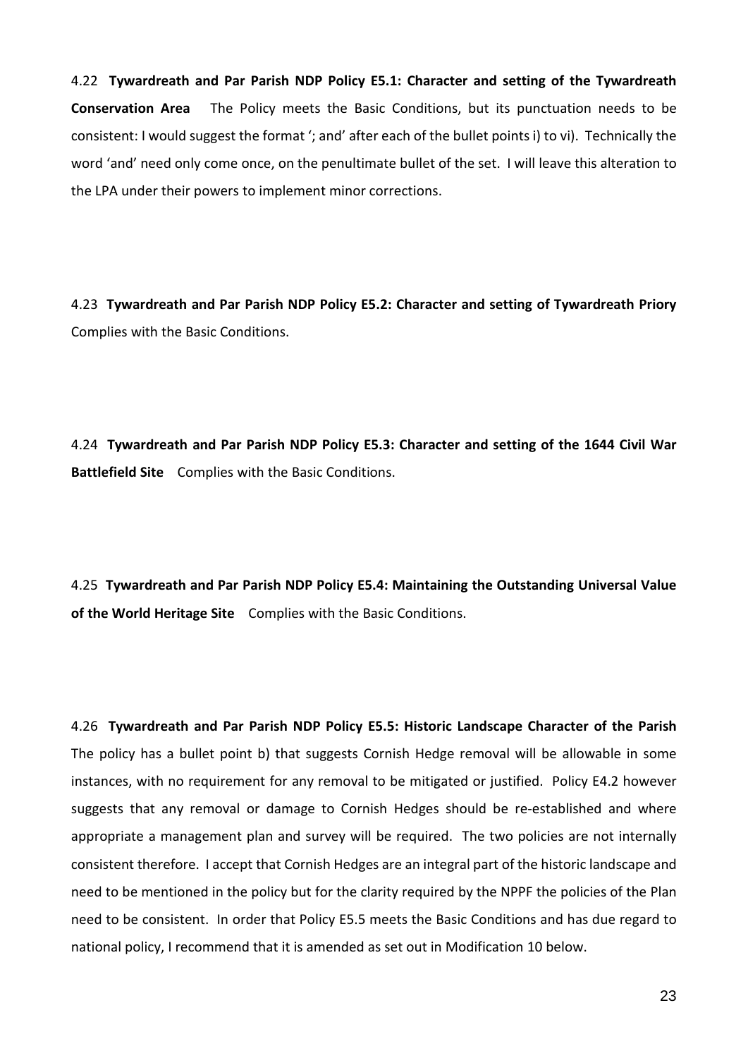4.22 **Tywardreath and Par Parish NDP Policy E5.1: Character and setting of the Tywardreath Conservation Area** The Policy meets the Basic Conditions, but its punctuation needs to be consistent: I would suggest the format '; and' after each of the bullet points i) to vi). Technically the word 'and' need only come once, on the penultimate bullet of the set. I will leave this alteration to the LPA under their powers to implement minor corrections.

4.23 **Tywardreath and Par Parish NDP Policy E5.2: Character and setting of Tywardreath Priory** Complies with the Basic Conditions.

4.24 **Tywardreath and Par Parish NDP Policy E5.3: Character and setting of the 1644 Civil War Battlefield Site** Complies with the Basic Conditions.

4.25 **Tywardreath and Par Parish NDP Policy E5.4: Maintaining the Outstanding Universal Value of the World Heritage Site** Complies with the Basic Conditions.

4.26 **Tywardreath and Par Parish NDP Policy E5.5: Historic Landscape Character of the Parish** The policy has a bullet point b) that suggests Cornish Hedge removal will be allowable in some instances, with no requirement for any removal to be mitigated or justified. Policy E4.2 however suggests that any removal or damage to Cornish Hedges should be re-established and where appropriate a management plan and survey will be required. The two policies are not internally consistent therefore. I accept that Cornish Hedges are an integral part of the historic landscape and need to be mentioned in the policy but for the clarity required by the NPPF the policies of the Plan need to be consistent. In order that Policy E5.5 meets the Basic Conditions and has due regard to national policy, I recommend that it is amended as set out in Modification 10 below.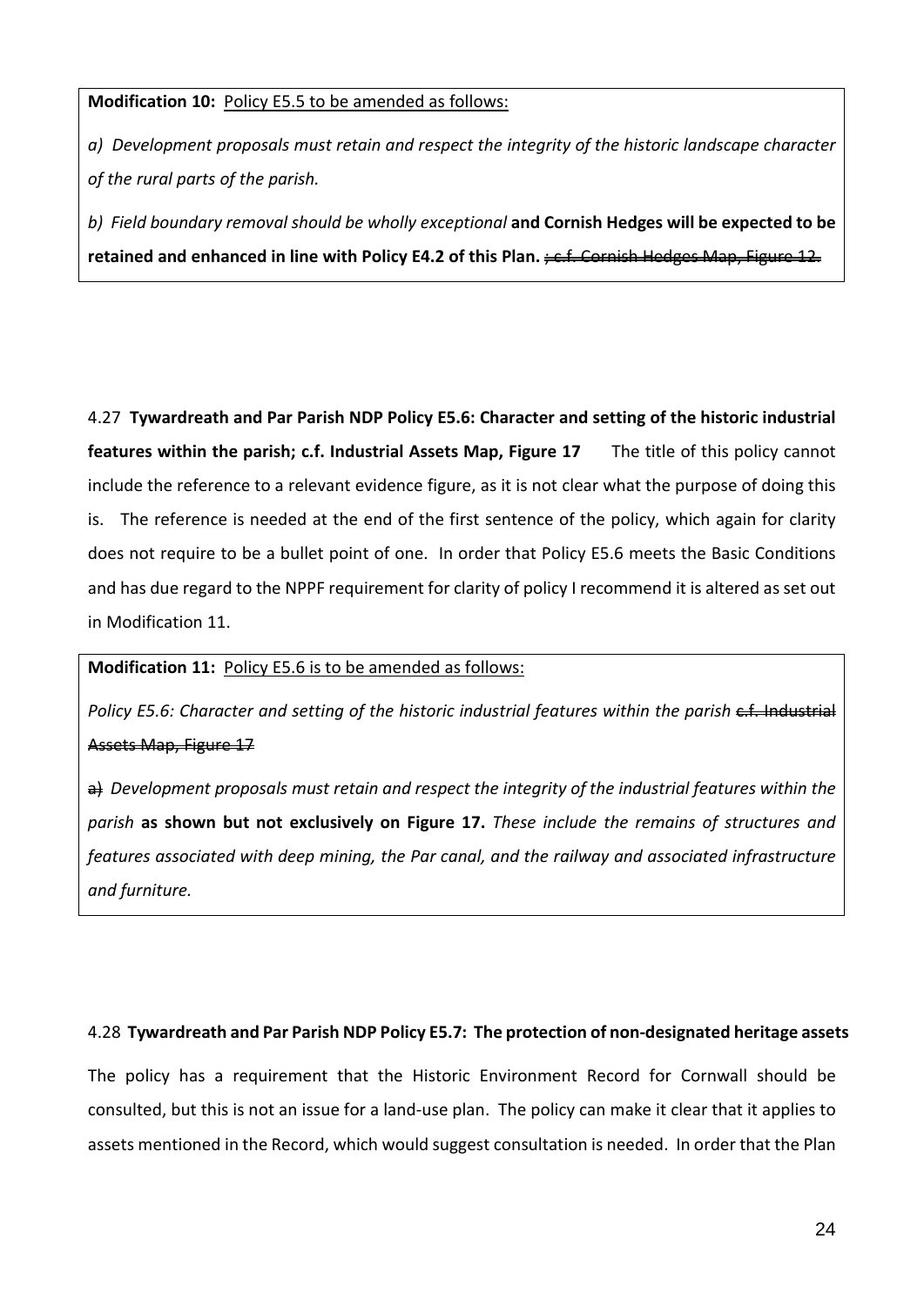**Modification 10:** Policy E5.5 to be amended as follows:

*a) Development proposals must retain and respect the integrity of the historic landscape character of the rural parts of the parish.*

*b) Field boundary removal should be wholly exceptional* **and Cornish Hedges will be expected to be retained and enhanced in line with Policy E4.2 of this Plan.** ~~; c.f. Cornish Hedges Map, Figure 12.~~

4.27 **Tywardreath and Par Parish NDP Policy E5.6: Character and setting of the historic industrial features within the parish; c.f. Industrial Assets Map, Figure 17** The title of this policy cannot include the reference to a relevant evidence figure, as it is not clear what the purpose of doing this is. The reference is needed at the end of the first sentence of the policy, which again for clarity does not require to be a bullet point of one. In order that Policy E5.6 meets the Basic Conditions and has due regard to the NPPF requirement for clarity of policy I recommend it is altered as set out in Modification 11.

**Modification 11:** Policy E5.6 is to be amended as follows:

*Policy E5.6: Character and setting of the historic industrial features within the parish* ~~c.f. Industrial Assets Map, Figure 17~~

~~a)~~ *Development proposals must retain and respect the integrity of the industrial features within the parish* **as shown but not exclusively on Figure 17.** *These include the remains of structures and features associated with deep mining, the Par canal, and the railway and associated infrastructure and furniture.*

4.28 **Tywardreath and Par Parish NDP Policy E5.7: The protection of non-designated heritage assets**

The policy has a requirement that the Historic Environment Record for Cornwall should be consulted, but this is not an issue for a land-use plan. The policy can make it clear that it applies to assets mentioned in the Record, which would suggest consultation is needed. In order that the Plan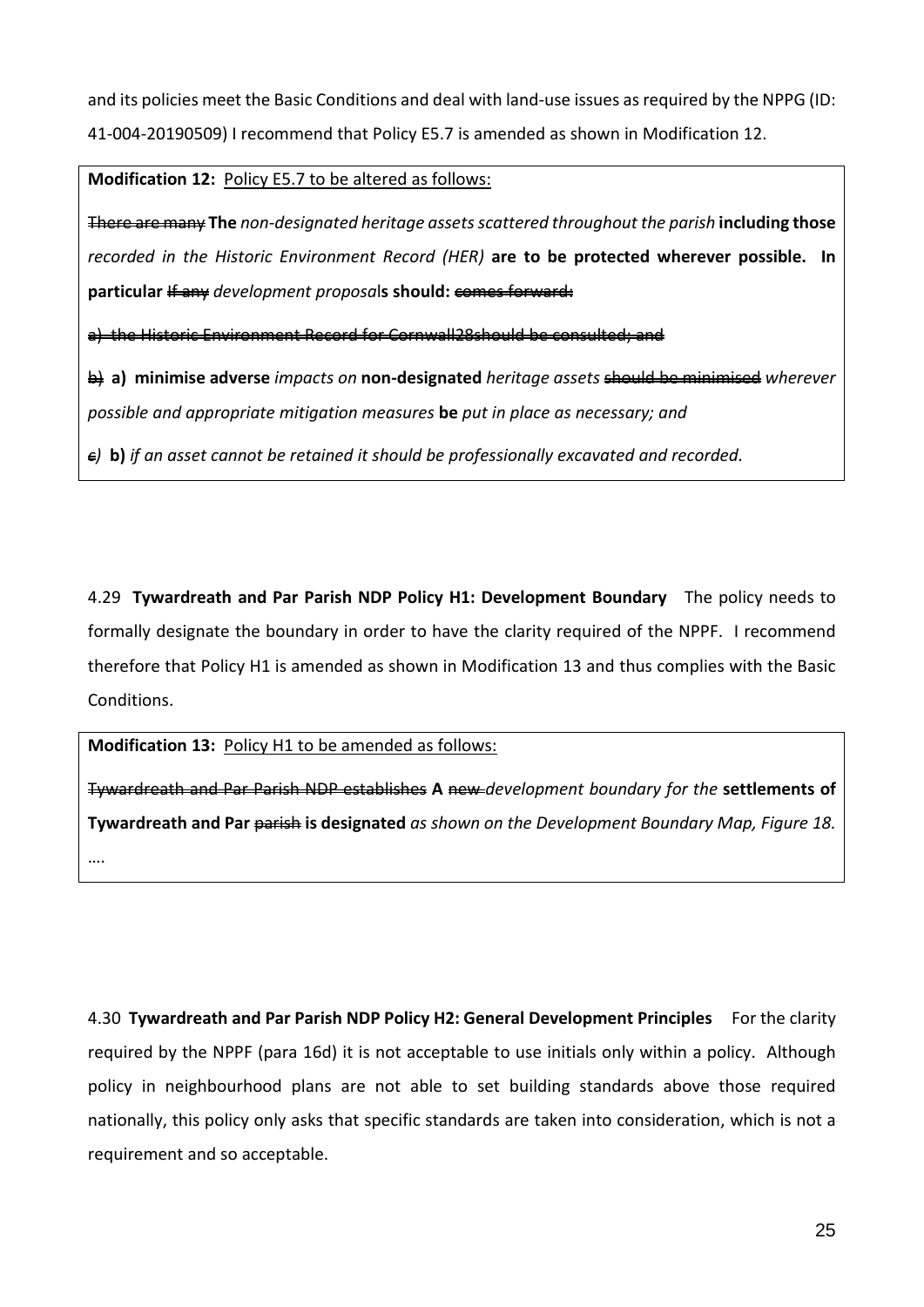and its policies meet the Basic Conditions and deal with land-use issues as required by the NPPG (ID: 41-004-20190509) I recommend that Policy E5.7 is amended as shown in Modification 12.

**Modification 12:** Policy E5.7 to be altered as follows:

~~There are many~~ **The** *non-designated heritage assets scattered throughout the parish* **including those** *recorded in the Historic Environment Record (HER)* **are to be protected wherever possible. In particular** ~~If any~~ *development proposal***s should:** ~~comes forward:~~

~~a) the Historic Environment Record for Cornwall28should be consulted; and~~

~~b)~~ **a) minimise adverse** *impacts on* **non-designated** *heritage assets* ~~should be minimised~~ *wherever possible and appropriate mitigation measures* **be** *put in place as necessary; and*

~~*c)*~~ **b)** *if an asset cannot be retained it should be professionally excavated and recorded.*

4.29 **Tywardreath and Par Parish NDP Policy H1: Development Boundary** The policy needs to formally designate the boundary in order to have the clarity required of the NPPF. I recommend therefore that Policy H1 is amended as shown in Modification 13 and thus complies with the Basic Conditions.

**Modification 13:** Policy H1 to be amended as follows:

~~Tywardreath and Par Parish NDP establishes~~ **A** ~~new~~ *development boundary for the* **settlements of Tywardreath and Par** ~~parish~~ **is designated** *as shown on the Development Boundary Map, Figure 18.*

….

4.30 **Tywardreath and Par Parish NDP Policy H2: General Development Principles** For the clarity required by the NPPF (para 16d) it is not acceptable to use initials only within a policy. Although policy in neighbourhood plans are not able to set building standards above those required nationally, this policy only asks that specific standards are taken into consideration, which is not a requirement and so acceptable.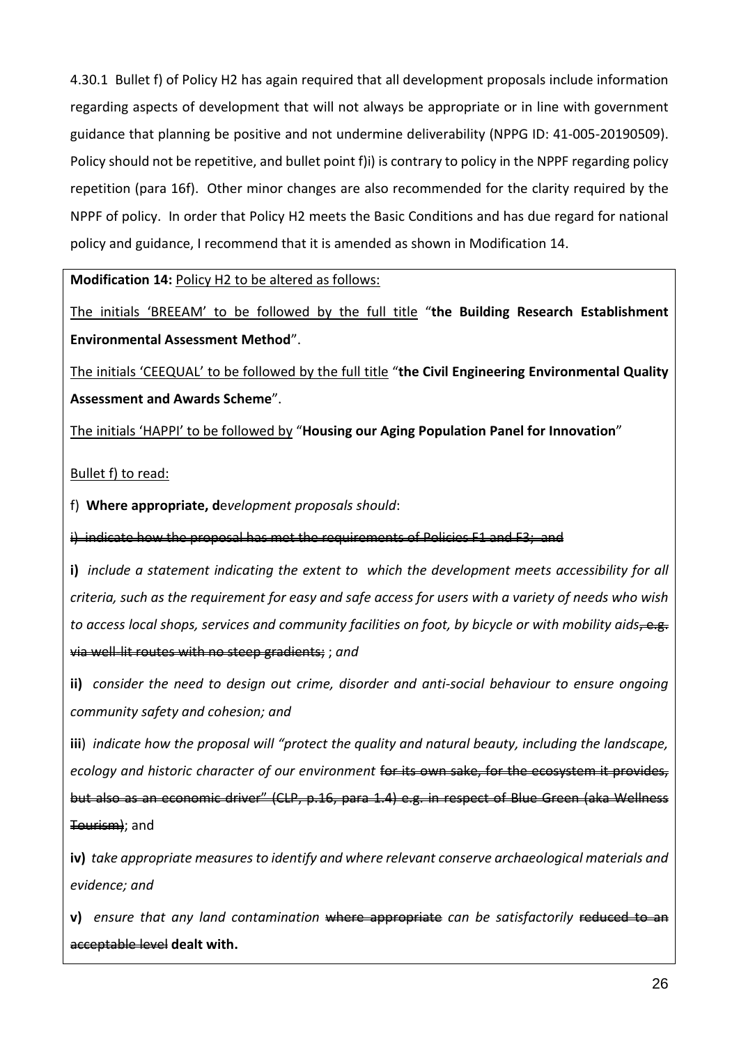4.30.1 Bullet f) of Policy H2 has again required that all development proposals include information regarding aspects of development that will not always be appropriate or in line with government guidance that planning be positive and not undermine deliverability (NPPG ID: 41-005-20190509). Policy should not be repetitive, and bullet point f)i) is contrary to policy in the NPPF regarding policy repetition (para 16f). Other minor changes are also recommended for the clarity required by the NPPF of policy. In order that Policy H2 meets the Basic Conditions and has due regard for national policy and guidance, I recommend that it is amended as shown in Modification 14.

**Modification 14:** <u>Policy H2 to be altered as follows:</u>

<u>The initials 'BREEAM' to be followed by the full title</u> "**the Building Research Establishment Environmental Assessment Method**".

<u>The initials 'CEEQUAL' to be followed by the full title</u> "**the Civil Engineering Environmental Quality Assessment and Awards Scheme**".

<u>The initials 'HAPPI' to be followed by</u> "**Housing our Aging Population Panel for Innovation**"

<u>Bullet f) to read:</u>

f) **Where appropriate, d**_evelopment proposals should_:

~~i) indicate how the proposal has met the requirements of Policies E1 and E3; and~~

**i)** _include a statement indicating the extent to which the development meets accessibility for all criteria, such as the requirement for easy and safe access for users with a variety of needs who wish to access local shops, services and community facilities on foot, by bicycle or with mobility aids~~, e.g. via well-lit routes with no steep gradients;~~ ; and_

**ii)** _consider the need to design out crime, disorder and anti-social behaviour to ensure ongoing community safety and cohesion; and_

**iii**) _indicate how the proposal will "protect the quality and natural beauty, including the landscape, ecology and historic character of our environment_ ~~for its own sake, for the ecosystem it provides, but also as an economic driver" (CLP, p.16, para 1.4) e.g. in respect of Blue Green (aka Wellness Tourism)~~; and

**iv)** _take appropriate measures to identify and where relevant conserve archaeological materials and evidence; and_

**v)** _ensure that any land contamination_ ~~where appropriate~~ _can be satisfactorily_ ~~reduced to an acceptable level~~ **dealt with.**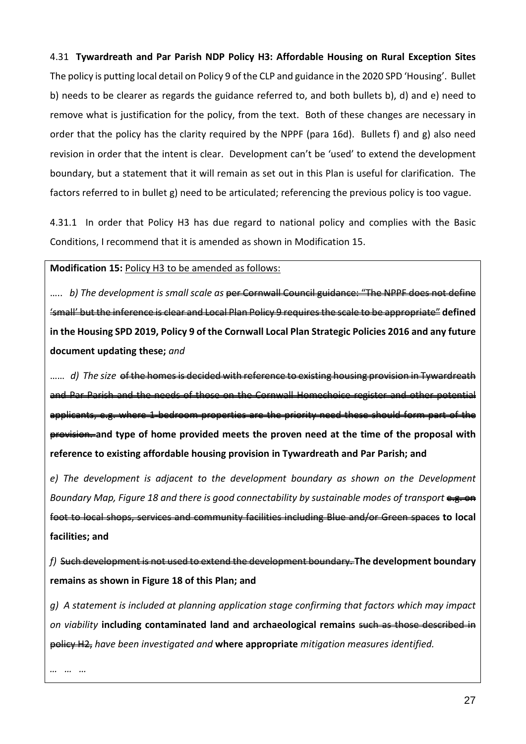4.31 **Tywardreath and Par Parish NDP Policy H3: Affordable Housing on Rural Exception Sites** The policy is putting local detail on Policy 9 of the CLP and guidance in the 2020 SPD 'Housing'. Bullet b) needs to be clearer as regards the guidance referred to, and both bullets b), d) and e) need to remove what is justification for the policy, from the text. Both of these changes are necessary in order that the policy has the clarity required by the NPPF (para 16d). Bullets f) and g) also need revision in order that the intent is clear. Development can't be 'used' to extend the development boundary, but a statement that it will remain as set out in this Plan is useful for clarification. The factors referred to in bullet g) need to be articulated; referencing the previous policy is too vague.

4.31.1 In order that Policy H3 has due regard to national policy and complies with the Basic Conditions, I recommend that it is amended as shown in Modification 15.

**Modification 15:** Policy H3 to be amended as follows:

….. *b) The development is small scale as* ~~per Cornwall Council guidance: "The NPPF does not define 'small' but the inference is clear and Local Plan Policy 9 requires the scale to be appropriate"~~ **defined in the Housing SPD 2019, Policy 9 of the Cornwall Local Plan Strategic Policies 2016 and any future document updating these;** *and*

…… *d) The size* ~~of the homes is decided with reference to existing housing provision in Tywardreath and Par Parish and the needs of those on the Cornwall Homechoice register and other potential applicants, e.g. where 1-bedroom properties are the priority need these should form part of the provision.~~ **and type of home provided meets the proven need at the time of the proposal with reference to existing affordable housing provision in Tywardreath and Par Parish; and**

*e) The development is adjacent to the development boundary as shown on the Development Boundary Map, Figure 18 and there is good connectability by sustainable modes of transport* ~~e.g. on foot to local shops, services and community facilities including Blue and/or Green spaces~~ **to local facilities; and**

*f)* ~~Such development is not used to extend the development boundary.~~ **The development boundary remains as shown in Figure 18 of this Plan; and**

*g) A statement is included at planning application stage confirming that factors which may impact on viability* **including contaminated land and archaeological remains** ~~such as those described in policy H2,~~ *have been investigated and* **where appropriate** *mitigation measures identified.*

*… … …*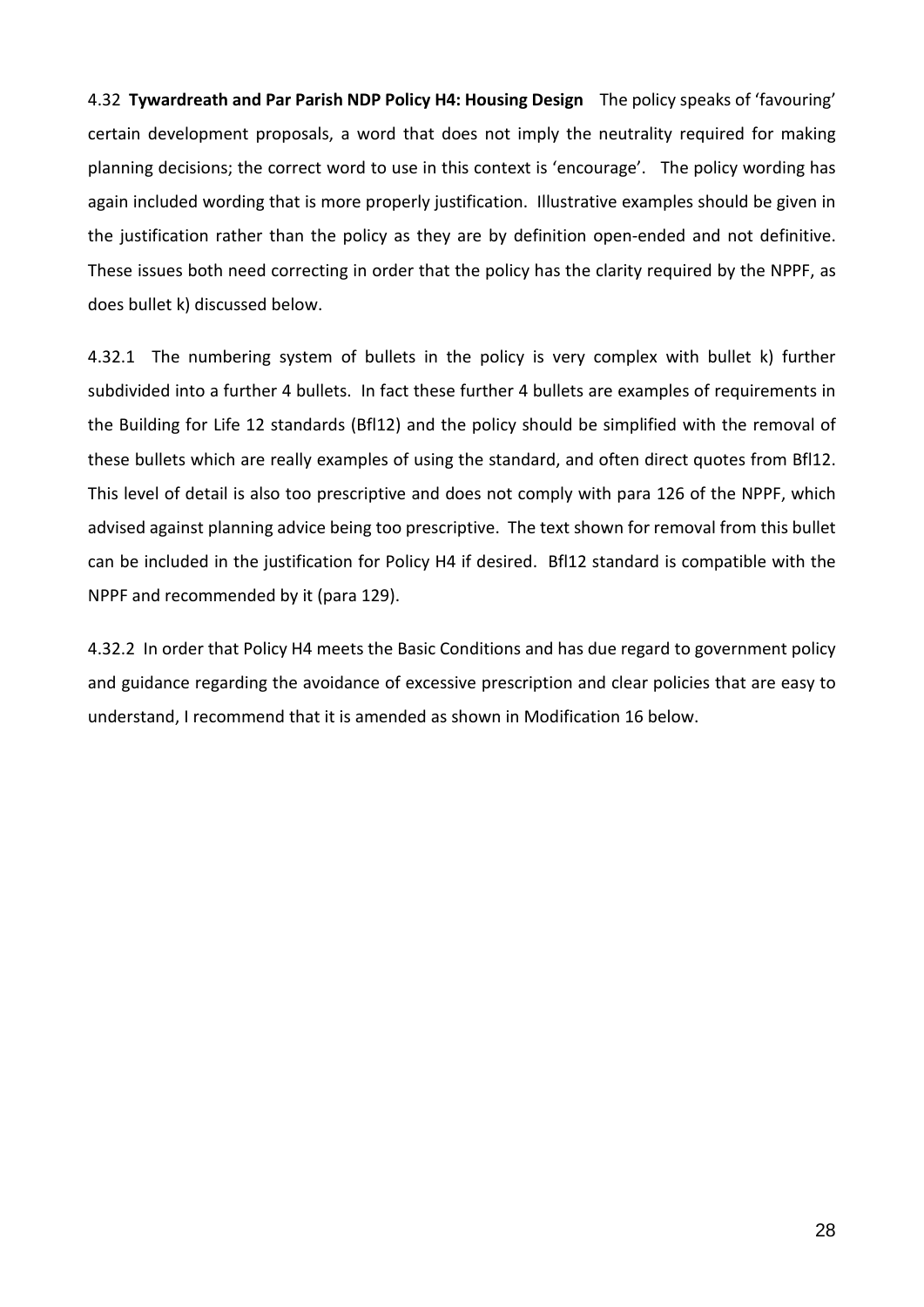4.32 **Tywardreath and Par Parish NDP Policy H4: Housing Design** The policy speaks of 'favouring' certain development proposals, a word that does not imply the neutrality required for making planning decisions; the correct word to use in this context is 'encourage'. The policy wording has again included wording that is more properly justification. Illustrative examples should be given in the justification rather than the policy as they are by definition open-ended and not definitive. These issues both need correcting in order that the policy has the clarity required by the NPPF, as does bullet k) discussed below.

4.32.1 The numbering system of bullets in the policy is very complex with bullet k) further subdivided into a further 4 bullets. In fact these further 4 bullets are examples of requirements in the Building for Life 12 standards (Bfl12) and the policy should be simplified with the removal of these bullets which are really examples of using the standard, and often direct quotes from Bfl12. This level of detail is also too prescriptive and does not comply with para 126 of the NPPF, which advised against planning advice being too prescriptive. The text shown for removal from this bullet can be included in the justification for Policy H4 if desired. Bfl12 standard is compatible with the NPPF and recommended by it (para 129).

4.32.2 In order that Policy H4 meets the Basic Conditions and has due regard to government policy and guidance regarding the avoidance of excessive prescription and clear policies that are easy to understand, I recommend that it is amended as shown in Modification 16 below.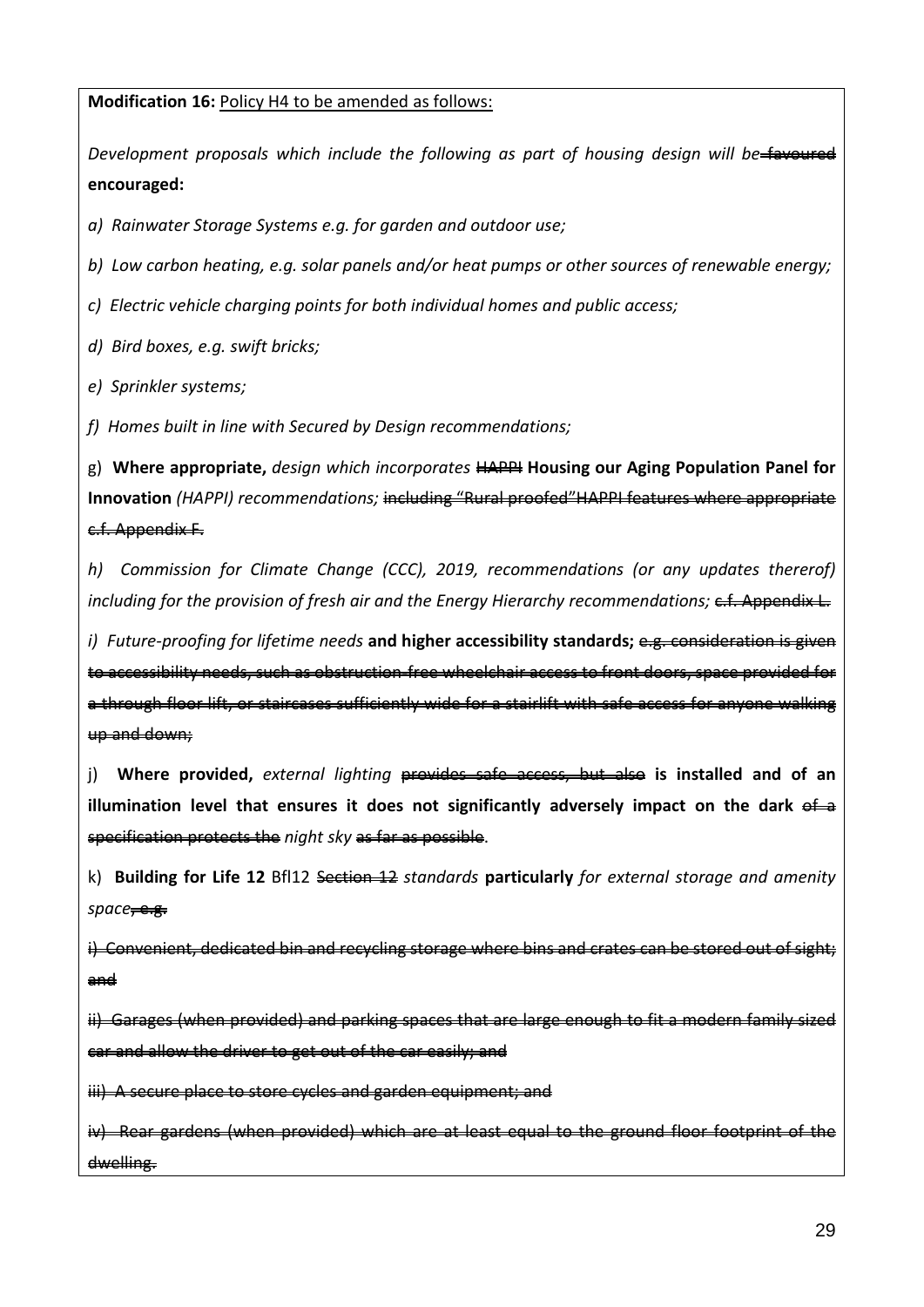**Modification 16:** Policy H4 to be amended as follows:

*Development proposals which include the following as part of housing design will be* ~~favoured~~ **encouraged:**

*a) Rainwater Storage Systems e.g. for garden and outdoor use;*

*b) Low carbon heating, e.g. solar panels and/or heat pumps or other sources of renewable energy;*

*c) Electric vehicle charging points for both individual homes and public access;*

*d) Bird boxes, e.g. swift bricks;*

*e) Sprinkler systems;*

*f) Homes built in line with Secured by Design recommendations;*

g) **Where appropriate,** *design which incorporates* ~~HAPPI~~ **Housing our Aging Population Panel for Innovation** *(HAPPI) recommendations;* ~~including "Rural proofed" HAPPI features where appropriate c.f. Appendix F.~~

*h) Commission for Climate Change (CCC), 2019, recommendations (or any updates therer of) including for the provision of fresh air and the Energy Hierarchy recommendations;* ~~c.f. Appendix L.~~

*i) Future-proofing for lifetime needs* **and higher accessibility standards;** ~~e.g. consideration is given to accessibility needs, such as obstruction-free wheelchair access to front doors, space provided for a through-floor lift, or staircases sufficiently wide for a stairlift with safe access for anyone walking up and down;~~

j) **Where provided,** *external lighting* ~~provides safe access, but also~~ **is installed and of an illumination level that ensures it does not significantly adversely impact on the dark** ~~of a specification protects the~~ *night sky* ~~as far as possible~~.

k) **Building for Life 12** BfI12 ~~Section 12~~ *standards* **particularly** *for external storage and amenity space*~~, e.g.~~

~~i) Convenient, dedicated bin and recycling storage where bins and crates can be stored out of sight; and~~

~~ii) Garages (when provided) and parking spaces that are large enough to fit a modern family sized car and allow the driver to get out of the car easily; and~~

~~iii) A secure place to store cycles and garden equipment; and~~

~~iv) Rear gardens (when provided) which are at least equal to the ground floor footprint of the dwelling.~~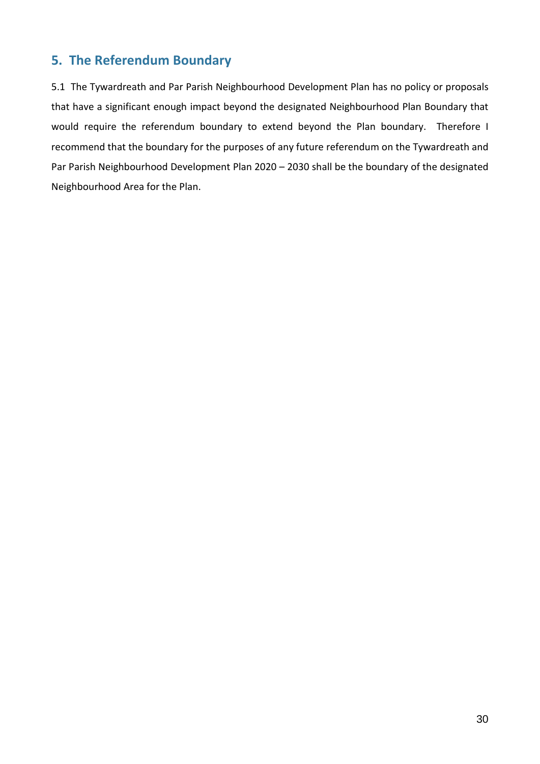## 5. The Referendum Boundary

5.1 The Tywardreath and Par Parish Neighbourhood Development Plan has no policy or proposals that have a significant enough impact beyond the designated Neighbourhood Plan Boundary that would require the referendum boundary to extend beyond the Plan boundary. Therefore I recommend that the boundary for the purposes of any future referendum on the Tywardreath and Par Parish Neighbourhood Development Plan 2020 – 2030 shall be the boundary of the designated Neighbourhood Area for the Plan.